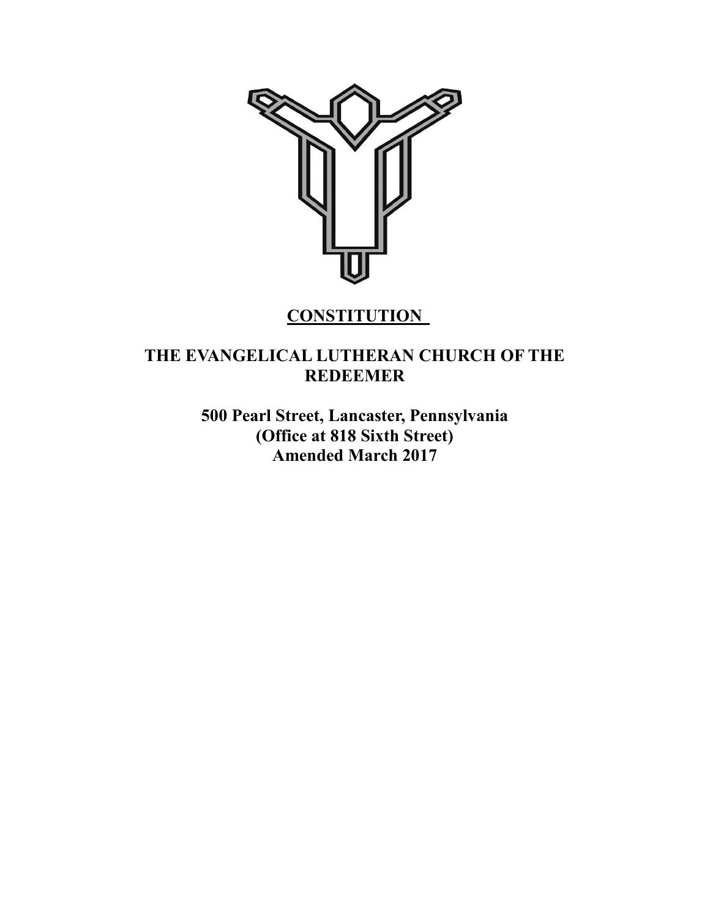# CONSTITUTION

## THE EVANGELICAL LUTHERAN CHURCH OF THE REDEEMER

**500 Pearl Street, Lancaster, Pennsylvania**
**(Office at 818 Sixth Street)**
**Amended March 2017**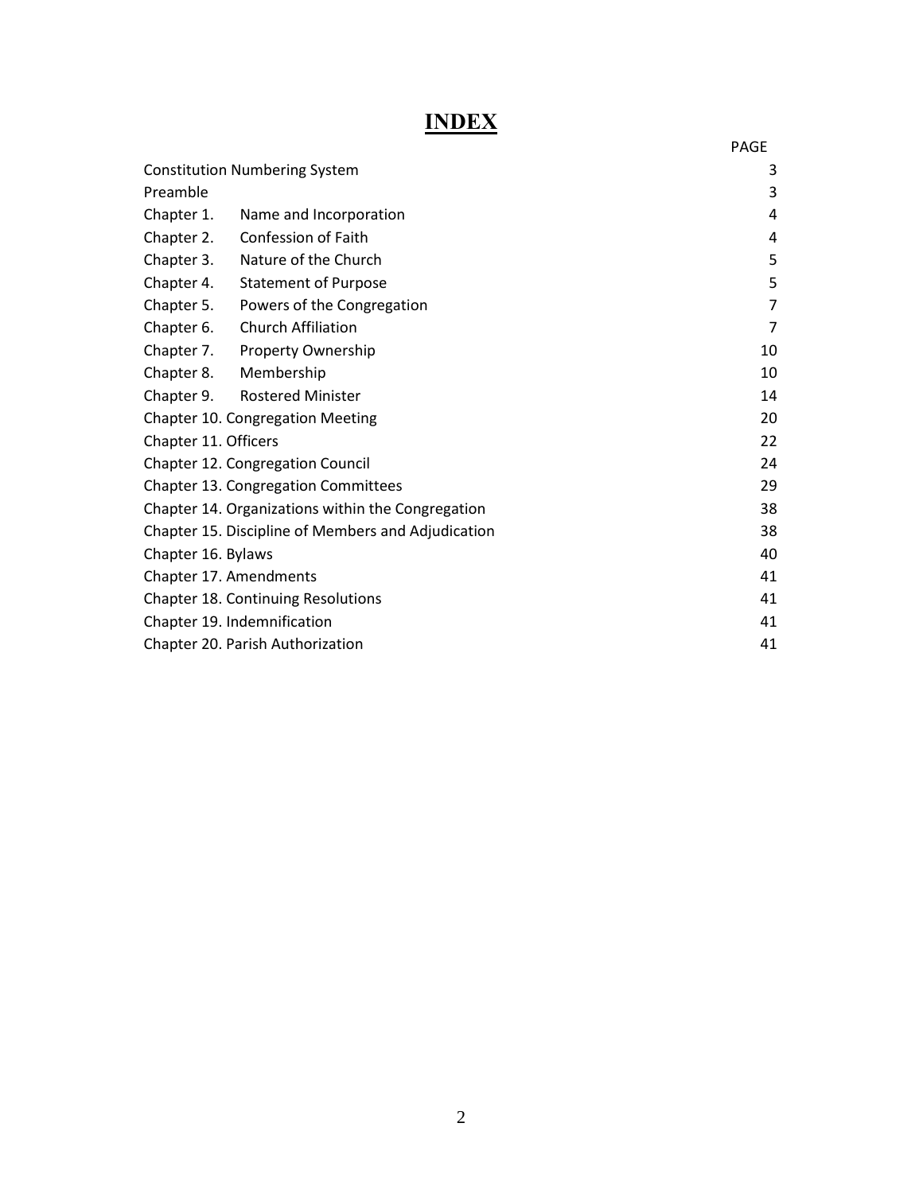# INDEX

| | PAGE |
|---|---|
| Constitution Numbering System | 3 |
| Preamble | 3 |
| Chapter 1. Name and Incorporation | 4 |
| Chapter 2. Confession of Faith | 4 |
| Chapter 3. Nature of the Church | 5 |
| Chapter 4. Statement of Purpose | 5 |
| Chapter 5. Powers of the Congregation | 7 |
| Chapter 6. Church Affiliation | 7 |
| Chapter 7. Property Ownership | 10 |
| Chapter 8. Membership | 10 |
| Chapter 9. Rostered Minister | 14 |
| Chapter 10. Congregation Meeting | 20 |
| Chapter 11. Officers | 22 |
| Chapter 12. Congregation Council | 24 |
| Chapter 13. Congregation Committees | 29 |
| Chapter 14. Organizations within the Congregation | 38 |
| Chapter 15. Discipline of Members and Adjudication | 38 |
| Chapter 16. Bylaws | 40 |
| Chapter 17. Amendments | 41 |
| Chapter 18. Continuing Resolutions | 41 |
| Chapter 19. Indemnification | 41 |
| Chapter 20. Parish Authorization | 41 |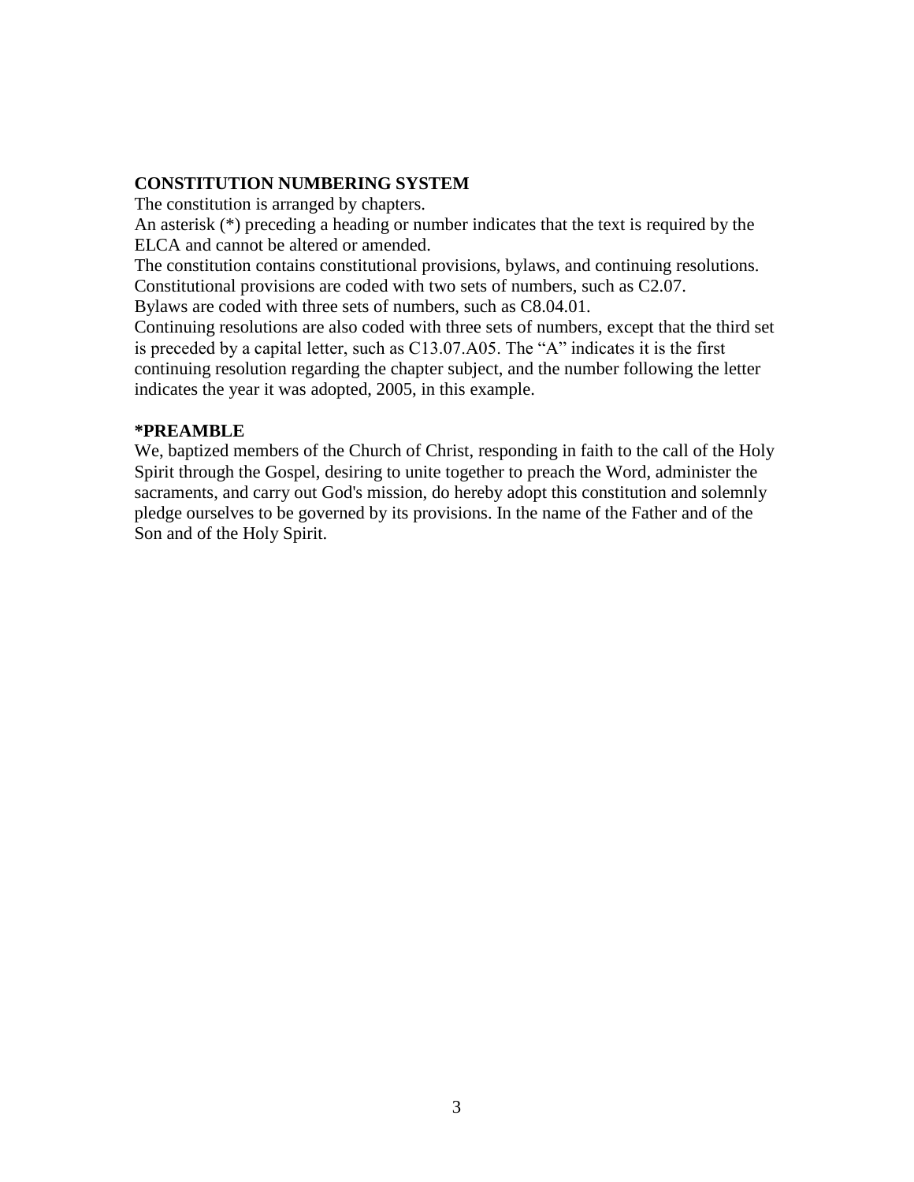## CONSTITUTION NUMBERING SYSTEM

The constitution is arranged by chapters.

An asterisk (*) preceding a heading or number indicates that the text is required by the ELCA and cannot be altered or amended.

The constitution contains constitutional provisions, bylaws, and continuing resolutions.

Constitutional provisions are coded with two sets of numbers, such as C2.07.

Bylaws are coded with three sets of numbers, such as C8.04.01.

Continuing resolutions are also coded with three sets of numbers, except that the third set is preceded by a capital letter, such as C13.07.A05. The "A" indicates it is the first continuing resolution regarding the chapter subject, and the number following the letter indicates the year it was adopted, 2005, in this example.

## *PREAMBLE

We, baptized members of the Church of Christ, responding in faith to the call of the Holy Spirit through the Gospel, desiring to unite together to preach the Word, administer the sacraments, and carry out God's mission, do hereby adopt this constitution and solemnly pledge ourselves to be governed by its provisions. In the name of the Father and of the Son and of the Holy Spirit.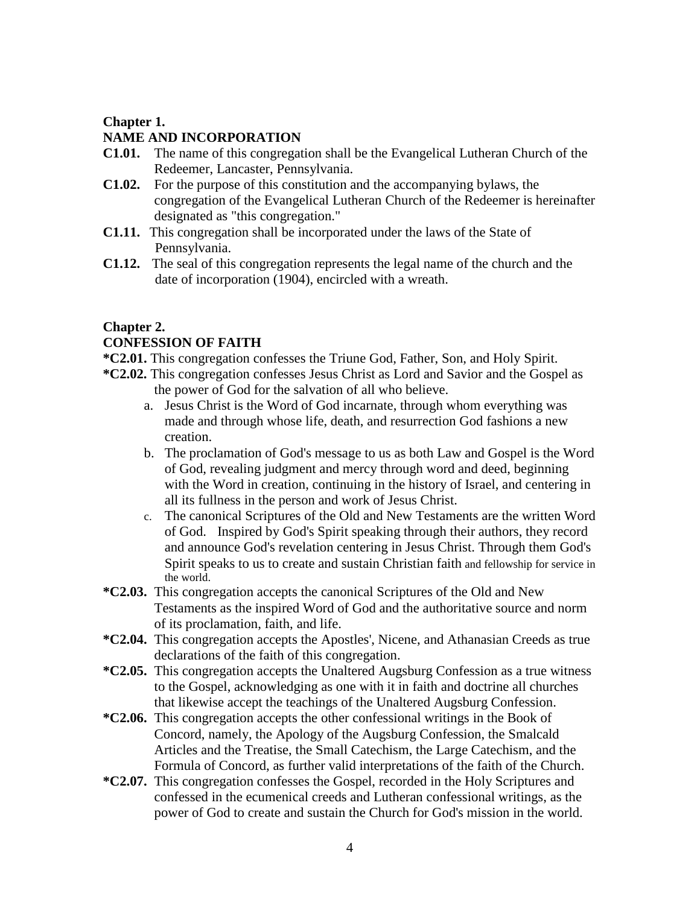## Chapter 1.
## NAME AND INCORPORATION

**C1.01.** The name of this congregation shall be the Evangelical Lutheran Church of the Redeemer, Lancaster, Pennsylvania.

**C1.02.** For the purpose of this constitution and the accompanying bylaws, the congregation of the Evangelical Lutheran Church of the Redeemer is hereinafter designated as "this congregation."

**C1.11.** This congregation shall be incorporated under the laws of the State of Pennsylvania.

**C1.12.** The seal of this congregation represents the legal name of the church and the date of incorporation (1904), encircled with a wreath.

## Chapter 2.
## CONFESSION OF FAITH

***C2.01.** This congregation confesses the Triune God, Father, Son, and Holy Spirit.

***C2.02.** This congregation confesses Jesus Christ as Lord and Savior and the Gospel as the power of God for the salvation of all who believe.

a. Jesus Christ is the Word of God incarnate, through whom everything was made and through whose life, death, and resurrection God fashions a new creation.

b. The proclamation of God's message to us as both Law and Gospel is the Word of God, revealing judgment and mercy through word and deed, beginning with the Word in creation, continuing in the history of Israel, and centering in all its fullness in the person and work of Jesus Christ.

c. The canonical Scriptures of the Old and New Testaments are the written Word of God. Inspired by God's Spirit speaking through their authors, they record and announce God's revelation centering in Jesus Christ. Through them God's Spirit speaks to us to create and sustain Christian faith and fellowship for service in the world.

***C2.03.** This congregation accepts the canonical Scriptures of the Old and New Testaments as the inspired Word of God and the authoritative source and norm of its proclamation, faith, and life.

***C2.04.** This congregation accepts the Apostles', Nicene, and Athanasian Creeds as true declarations of the faith of this congregation.

***C2.05.** This congregation accepts the Unaltered Augsburg Confession as a true witness to the Gospel, acknowledging as one with it in faith and doctrine all churches that likewise accept the teachings of the Unaltered Augsburg Confession.

***C2.06.** This congregation accepts the other confessional writings in the Book of Concord, namely, the Apology of the Augsburg Confession, the Smalcald Articles and the Treatise, the Small Catechism, the Large Catechism, and the Formula of Concord, as further valid interpretations of the faith of the Church.

***C2.07.** This congregation confesses the Gospel, recorded in the Holy Scriptures and confessed in the ecumenical creeds and Lutheran confessional writings, as the power of God to create and sustain the Church for God's mission in the world.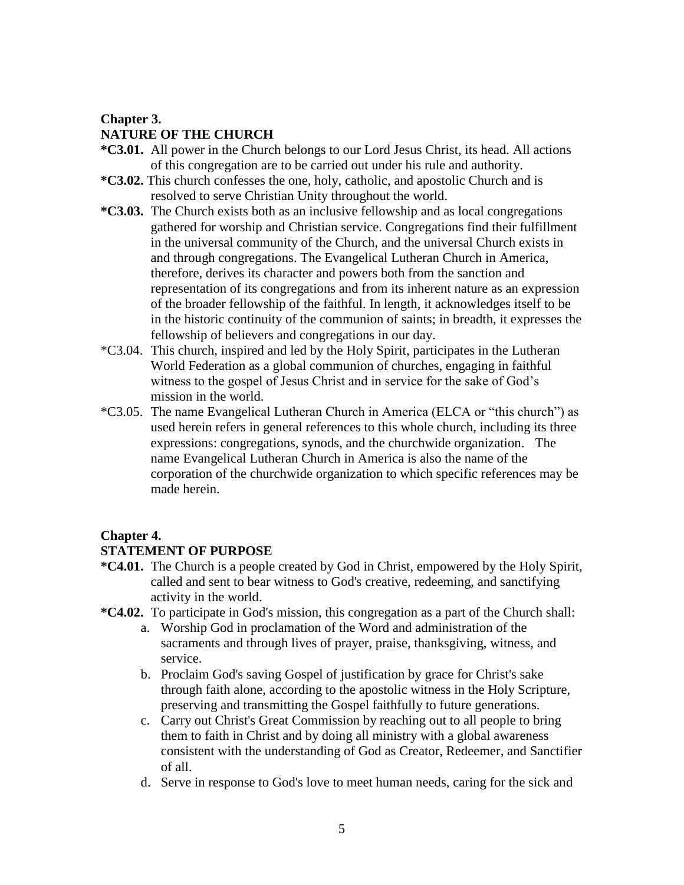## Chapter 3.
## NATURE OF THE CHURCH

**\*C3.01.** All power in the Church belongs to our Lord Jesus Christ, its head. All actions of this congregation are to be carried out under his rule and authority.

**\*C3.02.** This church confesses the one, holy, catholic, and apostolic Church and is resolved to serve Christian Unity throughout the world.

**\*C3.03.** The Church exists both as an inclusive fellowship and as local congregations gathered for worship and Christian service. Congregations find their fulfillment in the universal community of the Church, and the universal Church exists in and through congregations. The Evangelical Lutheran Church in America, therefore, derives its character and powers both from the sanction and representation of its congregations and from its inherent nature as an expression of the broader fellowship of the faithful. In length, it acknowledges itself to be in the historic continuity of the communion of saints; in breadth, it expresses the fellowship of believers and congregations in our day.

\*C3.04. This church, inspired and led by the Holy Spirit, participates in the Lutheran World Federation as a global communion of churches, engaging in faithful witness to the gospel of Jesus Christ and in service for the sake of God's mission in the world.

\*C3.05. The name Evangelical Lutheran Church in America (ELCA or "this church") as used herein refers in general references to this whole church, including its three expressions: congregations, synods, and the churchwide organization. The name Evangelical Lutheran Church in America is also the name of the corporation of the churchwide organization to which specific references may be made herein.

## Chapter 4.
## STATEMENT OF PURPOSE

**\*C4.01.** The Church is a people created by God in Christ, empowered by the Holy Spirit, called and sent to bear witness to God's creative, redeeming, and sanctifying activity in the world.

**\*C4.02.** To participate in God's mission, this congregation as a part of the Church shall:

a. Worship God in proclamation of the Word and administration of the sacraments and through lives of prayer, praise, thanksgiving, witness, and service.
b. Proclaim God's saving Gospel of justification by grace for Christ's sake through faith alone, according to the apostolic witness in the Holy Scripture, preserving and transmitting the Gospel faithfully to future generations.
c. Carry out Christ's Great Commission by reaching out to all people to bring them to faith in Christ and by doing all ministry with a global awareness consistent with the understanding of God as Creator, Redeemer, and Sanctifier of all.
d. Serve in response to God's love to meet human needs, caring for the sick and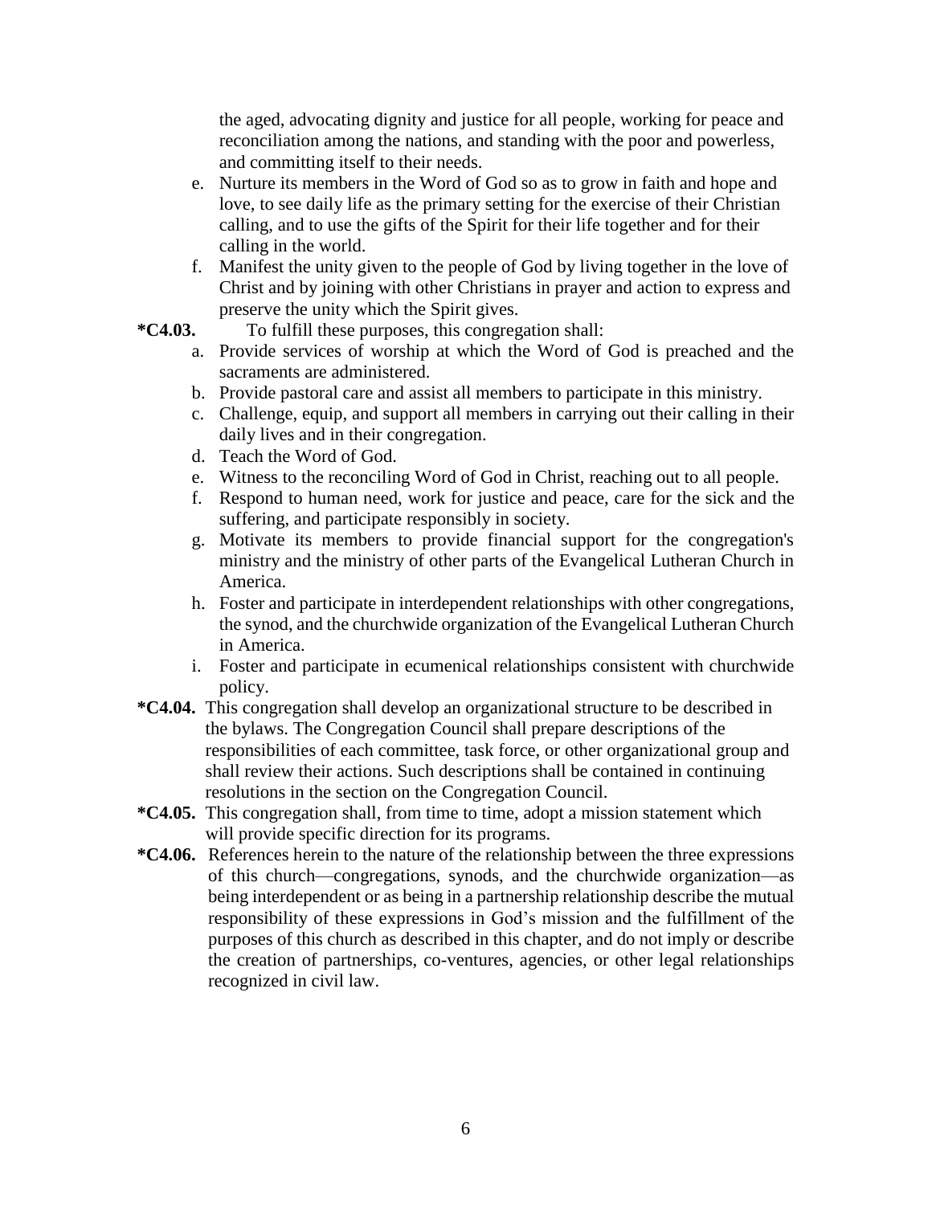the aged, advocating dignity and justice for all people, working for peace and reconciliation among the nations, and standing with the poor and powerless, and committing itself to their needs.

e. Nurture its members in the Word of God so as to grow in faith and hope and love, to see daily life as the primary setting for the exercise of their Christian calling, and to use the gifts of the Spirit for their life together and for their calling in the world.
f. Manifest the unity given to the people of God by living together in the love of Christ and by joining with other Christians in prayer and action to express and preserve the unity which the Spirit gives.

**\*C4.03.** To fulfill these purposes, this congregation shall:

a. Provide services of worship at which the Word of God is preached and the sacraments are administered.
b. Provide pastoral care and assist all members to participate in this ministry.
c. Challenge, equip, and support all members in carrying out their calling in their daily lives and in their congregation.
d. Teach the Word of God.
e. Witness to the reconciling Word of God in Christ, reaching out to all people.
f. Respond to human need, work for justice and peace, care for the sick and the suffering, and participate responsibly in society.
g. Motivate its members to provide financial support for the congregation's ministry and the ministry of other parts of the Evangelical Lutheran Church in America.
h. Foster and participate in interdependent relationships with other congregations, the synod, and the churchwide organization of the Evangelical Lutheran Church in America.
i. Foster and participate in ecumenical relationships consistent with churchwide policy.

**\*C4.04.** This congregation shall develop an organizational structure to be described in the bylaws. The Congregation Council shall prepare descriptions of the responsibilities of each committee, task force, or other organizational group and shall review their actions. Such descriptions shall be contained in continuing resolutions in the section on the Congregation Council.

**\*C4.05.** This congregation shall, from time to time, adopt a mission statement which will provide specific direction for its programs.

**\*C4.06.** References herein to the nature of the relationship between the three expressions of this church—congregations, synods, and the churchwide organization—as being interdependent or as being in a partnership relationship describe the mutual responsibility of these expressions in God's mission and the fulfillment of the purposes of this church as described in this chapter, and do not imply or describe the creation of partnerships, co-ventures, agencies, or other legal relationships recognized in civil law.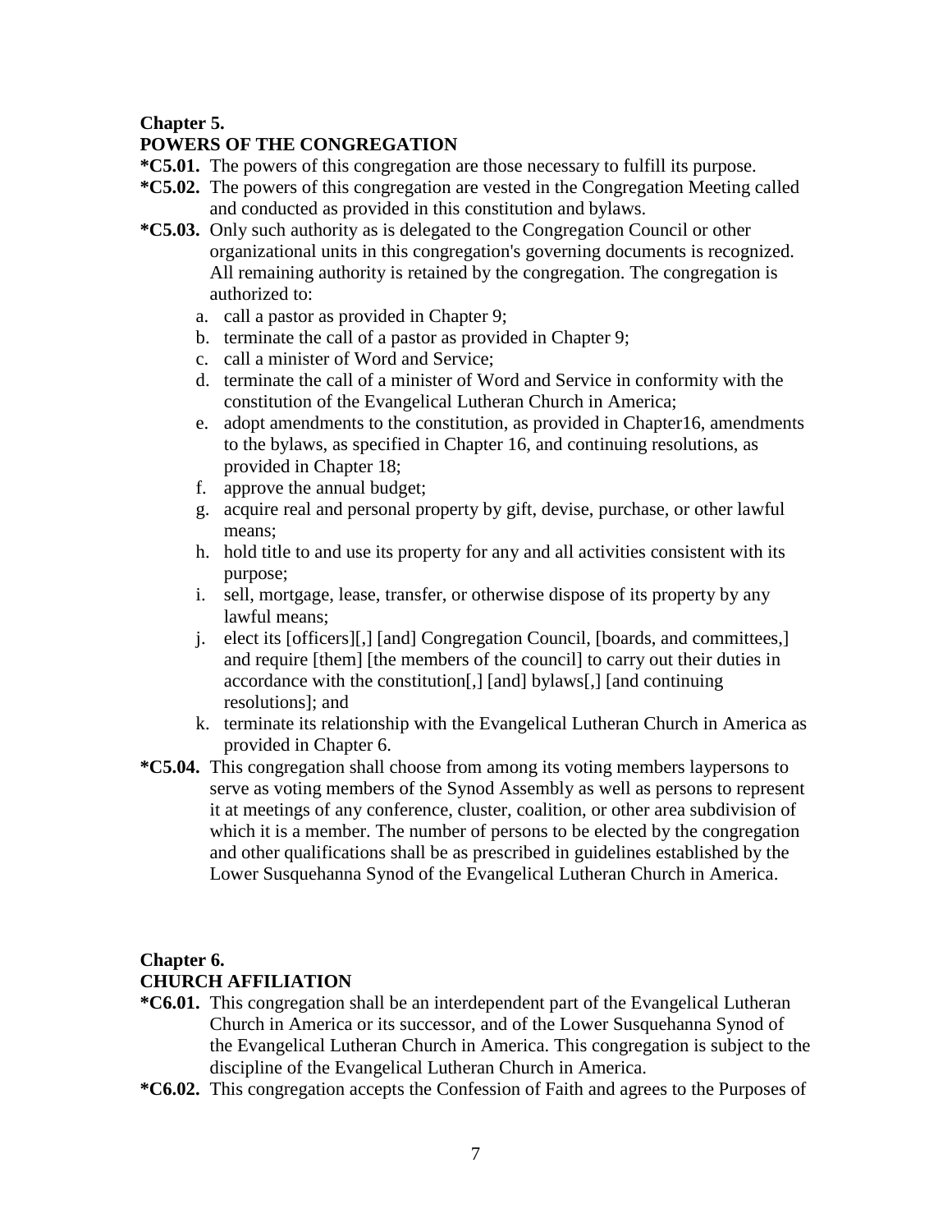## Chapter 5.
## POWERS OF THE CONGREGATION

**\*C5.01.** The powers of this congregation are those necessary to fulfill its purpose.

**\*C5.02.** The powers of this congregation are vested in the Congregation Meeting called and conducted as provided in this constitution and bylaws.

**\*C5.03.** Only such authority as is delegated to the Congregation Council or other organizational units in this congregation's governing documents is recognized. All remaining authority is retained by the congregation. The congregation is authorized to:

a. call a pastor as provided in Chapter 9;
b. terminate the call of a pastor as provided in Chapter 9;
c. call a minister of Word and Service;
d. terminate the call of a minister of Word and Service in conformity with the constitution of the Evangelical Lutheran Church in America;
e. adopt amendments to the constitution, as provided in Chapter16, amendments to the bylaws, as specified in Chapter 16, and continuing resolutions, as provided in Chapter 18;
f. approve the annual budget;
g. acquire real and personal property by gift, devise, purchase, or other lawful means;
h. hold title to and use its property for any and all activities consistent with its purpose;
i. sell, mortgage, lease, transfer, or otherwise dispose of its property by any lawful means;
j. elect its [officers][,] [and] Congregation Council, [boards, and committees,] and require [them] [the members of the council] to carry out their duties in accordance with the constitution[,] [and] bylaws[,] [and continuing resolutions]; and
k. terminate its relationship with the Evangelical Lutheran Church in America as provided in Chapter 6.

**\*C5.04.** This congregation shall choose from among its voting members laypersons to serve as voting members of the Synod Assembly as well as persons to represent it at meetings of any conference, cluster, coalition, or other area subdivision of which it is a member. The number of persons to be elected by the congregation and other qualifications shall be as prescribed in guidelines established by the Lower Susquehanna Synod of the Evangelical Lutheran Church in America.

## Chapter 6.
## CHURCH AFFILIATION

**\*C6.01.** This congregation shall be an interdependent part of the Evangelical Lutheran Church in America or its successor, and of the Lower Susquehanna Synod of the Evangelical Lutheran Church in America. This congregation is subject to the discipline of the Evangelical Lutheran Church in America.

**\*C6.02.** This congregation accepts the Confession of Faith and agrees to the Purposes of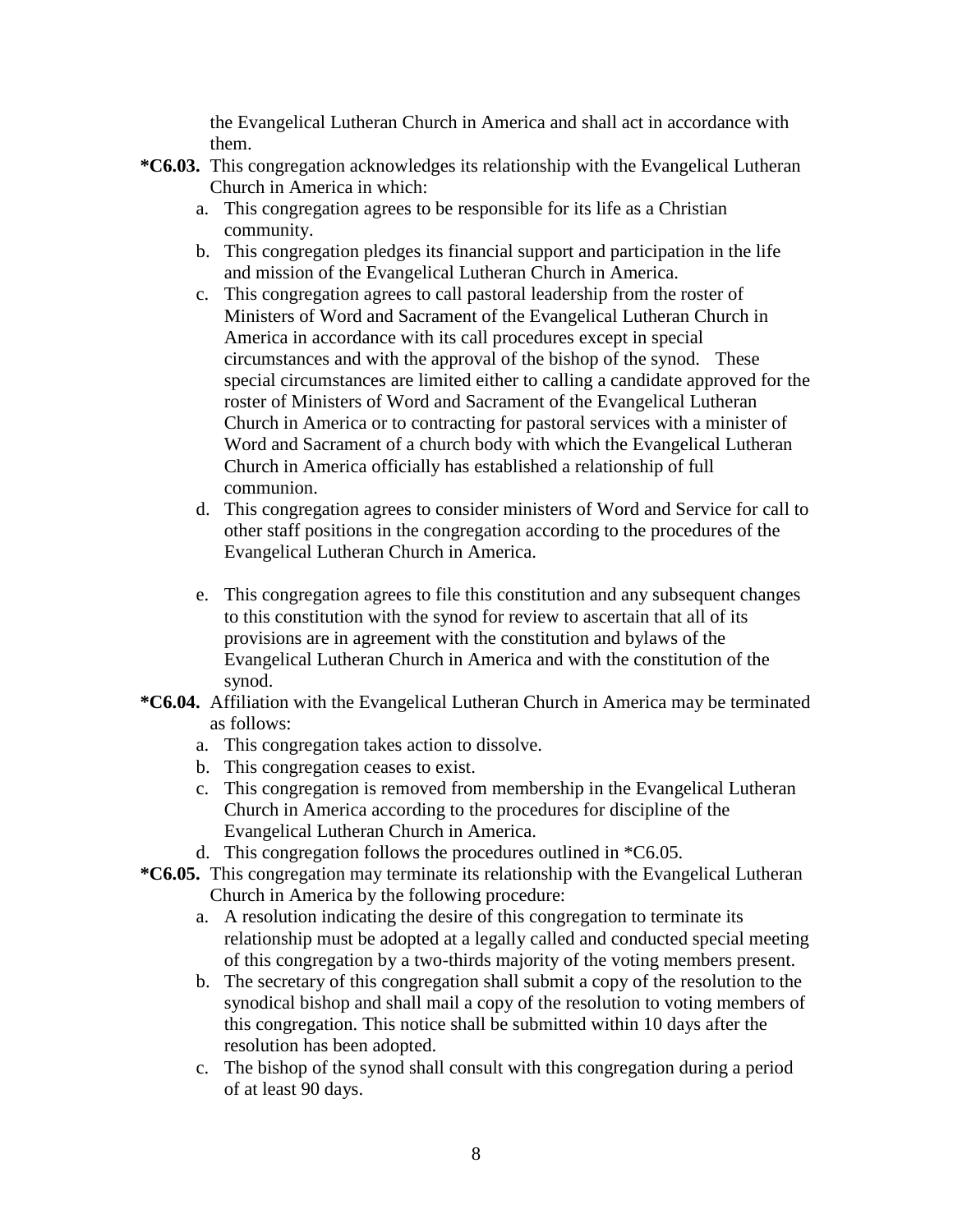the Evangelical Lutheran Church in America and shall act in accordance with them.

**\*C6.03.** This congregation acknowledges its relationship with the Evangelical Lutheran Church in America in which:

a. This congregation agrees to be responsible for its life as a Christian community.

b. This congregation pledges its financial support and participation in the life and mission of the Evangelical Lutheran Church in America.

c. This congregation agrees to call pastoral leadership from the roster of Ministers of Word and Sacrament of the Evangelical Lutheran Church in America in accordance with its call procedures except in special circumstances and with the approval of the bishop of the synod. These special circumstances are limited either to calling a candidate approved for the roster of Ministers of Word and Sacrament of the Evangelical Lutheran Church in America or to contracting for pastoral services with a minister of Word and Sacrament of a church body with which the Evangelical Lutheran Church in America officially has established a relationship of full communion.

d. This congregation agrees to consider ministers of Word and Service for call to other staff positions in the congregation according to the procedures of the Evangelical Lutheran Church in America.

e. This congregation agrees to file this constitution and any subsequent changes to this constitution with the synod for review to ascertain that all of its provisions are in agreement with the constitution and bylaws of the Evangelical Lutheran Church in America and with the constitution of the synod.

**\*C6.04.** Affiliation with the Evangelical Lutheran Church in America may be terminated as follows:

a. This congregation takes action to dissolve.

b. This congregation ceases to exist.

c. This congregation is removed from membership in the Evangelical Lutheran Church in America according to the procedures for discipline of the Evangelical Lutheran Church in America.

d. This congregation follows the procedures outlined in *C6.05.

**\*C6.05.** This congregation may terminate its relationship with the Evangelical Lutheran Church in America by the following procedure:

a. A resolution indicating the desire of this congregation to terminate its relationship must be adopted at a legally called and conducted special meeting of this congregation by a two-thirds majority of the voting members present.

b. The secretary of this congregation shall submit a copy of the resolution to the synodical bishop and shall mail a copy of the resolution to voting members of this congregation. This notice shall be submitted within 10 days after the resolution has been adopted.

c. The bishop of the synod shall consult with this congregation during a period of at least 90 days.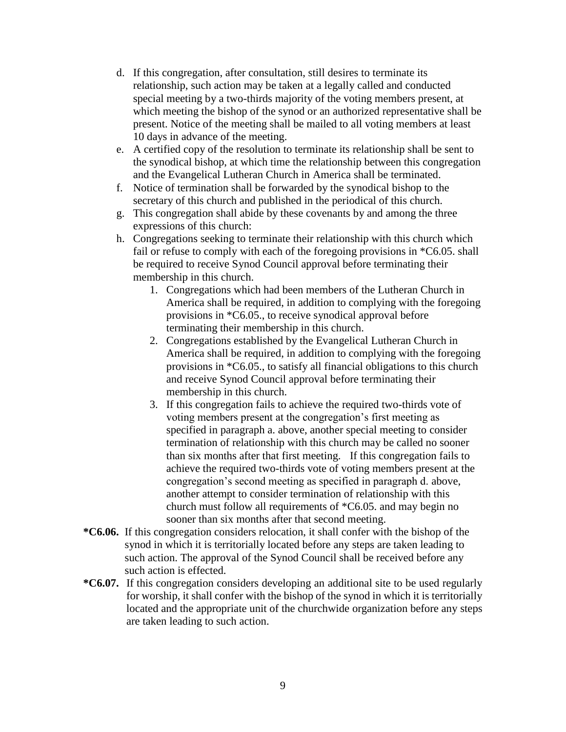d. If this congregation, after consultation, still desires to terminate its relationship, such action may be taken at a legally called and conducted special meeting by a two-thirds majority of the voting members present, at which meeting the bishop of the synod or an authorized representative shall be present. Notice of the meeting shall be mailed to all voting members at least 10 days in advance of the meeting.
e. A certified copy of the resolution to terminate its relationship shall be sent to the synodical bishop, at which time the relationship between this congregation and the Evangelical Lutheran Church in America shall be terminated.
f. Notice of termination shall be forwarded by the synodical bishop to the secretary of this church and published in the periodical of this church.
g. This congregation shall abide by these covenants by and among the three expressions of this church:
h. Congregations seeking to terminate their relationship with this church which fail or refuse to comply with each of the foregoing provisions in *C6.05. shall be required to receive Synod Council approval before terminating their membership in this church.
    1. Congregations which had been members of the Lutheran Church in America shall be required, in addition to complying with the foregoing provisions in *C6.05., to receive synodical approval before terminating their membership in this church.
    2. Congregations established by the Evangelical Lutheran Church in America shall be required, in addition to complying with the foregoing provisions in *C6.05., to satisfy all financial obligations to this church and receive Synod Council approval before terminating their membership in this church.
    3. If this congregation fails to achieve the required two-thirds vote of voting members present at the congregation's first meeting as specified in paragraph a. above, another special meeting to consider termination of relationship with this church may be called no sooner than six months after that first meeting. If this congregation fails to achieve the required two-thirds vote of voting members present at the congregation's second meeting as specified in paragraph d. above, another attempt to consider termination of relationship with this church must follow all requirements of *C6.05. and may begin no sooner than six months after that second meeting.

**\*C6.06.** If this congregation considers relocation, it shall confer with the bishop of the synod in which it is territorially located before any steps are taken leading to such action. The approval of the Synod Council shall be received before any such action is effected.

**\*C6.07.** If this congregation considers developing an additional site to be used regularly for worship, it shall confer with the bishop of the synod in which it is territorially located and the appropriate unit of the churchwide organization before any steps are taken leading to such action.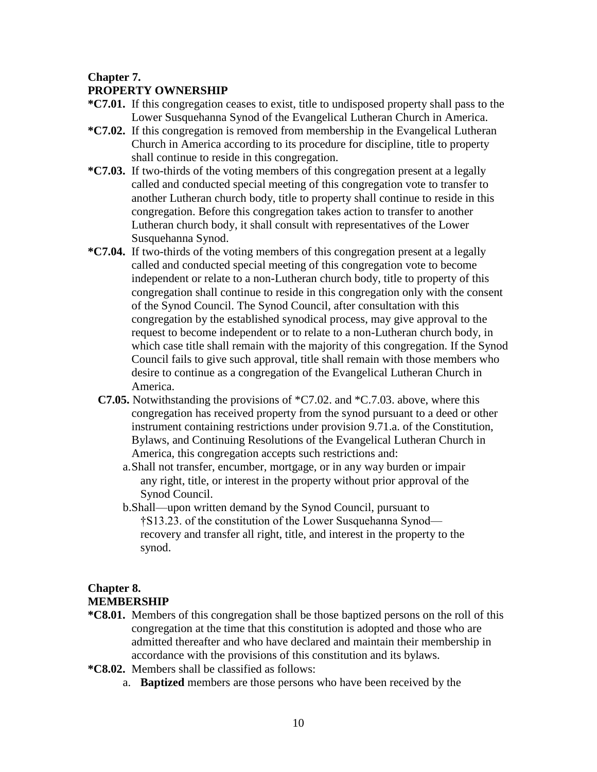## Chapter 7.
## PROPERTY OWNERSHIP

**\*C7.01.** If this congregation ceases to exist, title to undisposed property shall pass to the Lower Susquehanna Synod of the Evangelical Lutheran Church in America.

**\*C7.02.** If this congregation is removed from membership in the Evangelical Lutheran Church in America according to its procedure for discipline, title to property shall continue to reside in this congregation.

**\*C7.03.** If two-thirds of the voting members of this congregation present at a legally called and conducted special meeting of this congregation vote to transfer to another Lutheran church body, title to property shall continue to reside in this congregation. Before this congregation takes action to transfer to another Lutheran church body, it shall consult with representatives of the Lower Susquehanna Synod.

**\*C7.04.** If two-thirds of the voting members of this congregation present at a legally called and conducted special meeting of this congregation vote to become independent or relate to a non-Lutheran church body, title to property of this congregation shall continue to reside in this congregation only with the consent of the Synod Council. The Synod Council, after consultation with this congregation by the established synodical process, may give approval to the request to become independent or to relate to a non-Lutheran church body, in which case title shall remain with the majority of this congregation. If the Synod Council fails to give such approval, title shall remain with those members who desire to continue as a congregation of the Evangelical Lutheran Church in America.

**C7.05.** Notwithstanding the provisions of \*C7.02. and \*C.7.03. above, where this congregation has received property from the synod pursuant to a deed or other instrument containing restrictions under provision 9.71.a. of the Constitution, Bylaws, and Continuing Resolutions of the Evangelical Lutheran Church in America, this congregation accepts such restrictions and:

a. Shall not transfer, encumber, mortgage, or in any way burden or impair any right, title, or interest in the property without prior approval of the Synod Council.

b. Shall—upon written demand by the Synod Council, pursuant to †S13.23. of the constitution of the Lower Susquehanna Synod—recovery and transfer all right, title, and interest in the property to the synod.

## Chapter 8.
## MEMBERSHIP

**\*C8.01.** Members of this congregation shall be those baptized persons on the roll of this congregation at the time that this constitution is adopted and those who are admitted thereafter and who have declared and maintain their membership in accordance with the provisions of this constitution and its bylaws.

**\*C8.02.** Members shall be classified as follows:

a. **Baptized** members are those persons who have been received by the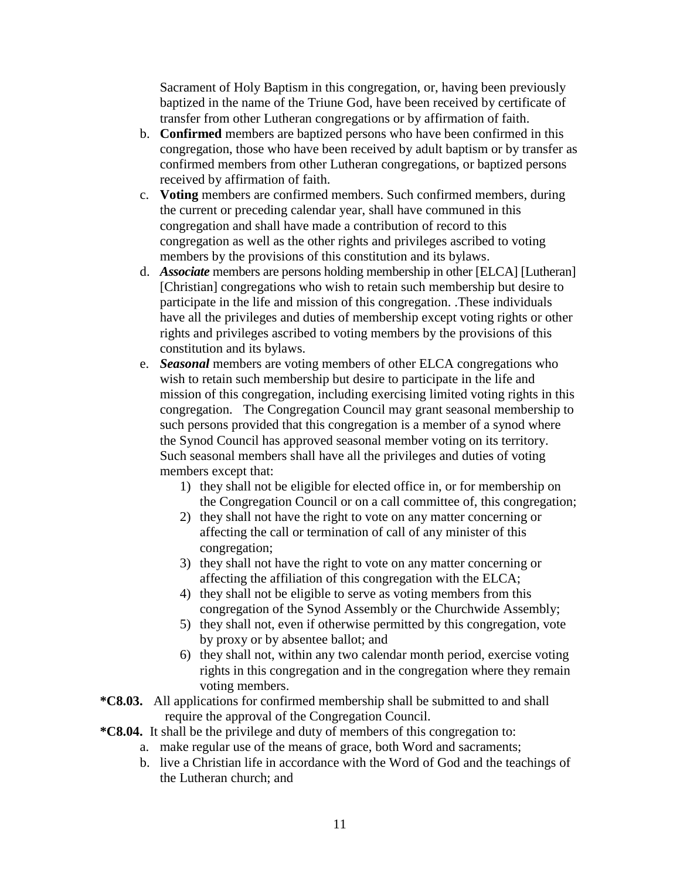Sacrament of Holy Baptism in this congregation, or, having been previously baptized in the name of the Triune God, have been received by certificate of transfer from other Lutheran congregations or by affirmation of faith.

b. **Confirmed** members are baptized persons who have been confirmed in this congregation, those who have been received by adult baptism or by transfer as confirmed members from other Lutheran congregations, or baptized persons received by affirmation of faith.

c. **Voting** members are confirmed members. Such confirmed members, during the current or preceding calendar year, shall have communed in this congregation and shall have made a contribution of record to this congregation as well as the other rights and privileges ascribed to voting members by the provisions of this constitution and its bylaws.

d. ***Associate*** members are persons holding membership in other [ELCA] [Lutheran] [Christian] congregations who wish to retain such membership but desire to participate in the life and mission of this congregation. .These individuals have all the privileges and duties of membership except voting rights or other rights and privileges ascribed to voting members by the provisions of this constitution and its bylaws.

e. ***Seasonal*** members are voting members of other ELCA congregations who wish to retain such membership but desire to participate in the life and mission of this congregation, including exercising limited voting rights in this congregation. The Congregation Council may grant seasonal membership to such persons provided that this congregation is a member of a synod where the Synod Council has approved seasonal member voting on its territory. Such seasonal members shall have all the privileges and duties of voting members except that:

   1) they shall not be eligible for elected office in, or for membership on the Congregation Council or on a call committee of, this congregation;
   2) they shall not have the right to vote on any matter concerning or affecting the call or termination of call of any minister of this congregation;
   3) they shall not have the right to vote on any matter concerning or affecting the affiliation of this congregation with the ELCA;
   4) they shall not be eligible to serve as voting members from this congregation of the Synod Assembly or the Churchwide Assembly;
   5) they shall not, even if otherwise permitted by this congregation, vote by proxy or by absentee ballot; and
   6) they shall not, within any two calendar month period, exercise voting rights in this congregation and in the congregation where they remain voting members.

**\*C8.03.** All applications for confirmed membership shall be submitted to and shall require the approval of the Congregation Council.

**\*C8.04.** It shall be the privilege and duty of members of this congregation to:

a. make regular use of the means of grace, both Word and sacraments;

b. live a Christian life in accordance with the Word of God and the teachings of the Lutheran church; and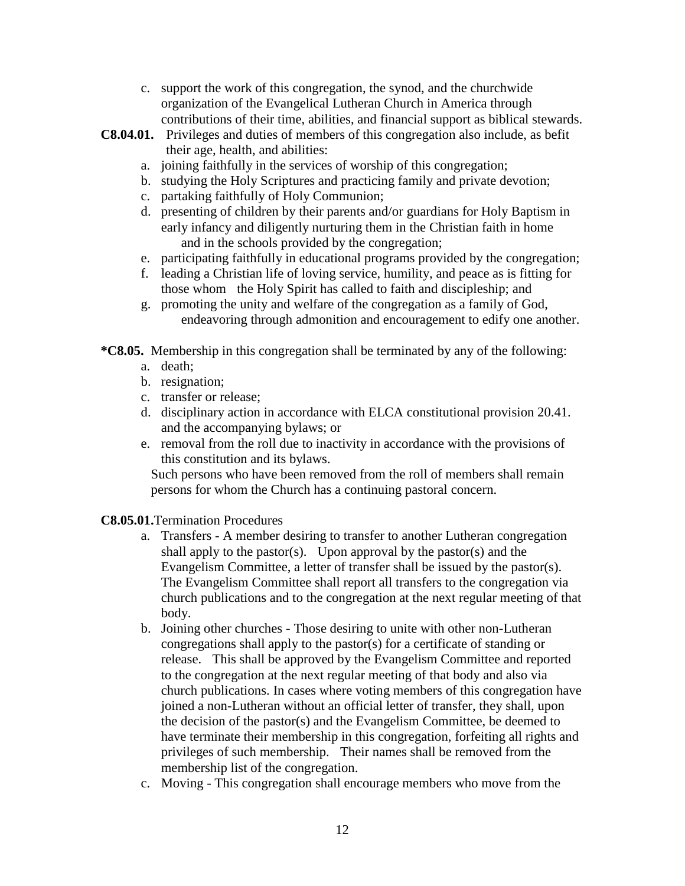c. support the work of this congregation, the synod, and the churchwide organization of the Evangelical Lutheran Church in America through contributions of their time, abilities, and financial support as biblical stewards.

**C8.04.01.** Privileges and duties of members of this congregation also include, as befit their age, health, and abilities:

a. joining faithfully in the services of worship of this congregation;
b. studying the Holy Scriptures and practicing family and private devotion;
c. partaking faithfully of Holy Communion;
d. presenting of children by their parents and/or guardians for Holy Baptism in early infancy and diligently nurturing them in the Christian faith in home and in the schools provided by the congregation;
e. participating faithfully in educational programs provided by the congregation;
f. leading a Christian life of loving service, humility, and peace as is fitting for those whom the Holy Spirit has called to faith and discipleship; and
g. promoting the unity and welfare of the congregation as a family of God, endeavoring through admonition and encouragement to edify one another.

**\*C8.05.** Membership in this congregation shall be terminated by any of the following:

a. death;
b. resignation;
c. transfer or release;
d. disciplinary action in accordance with ELCA constitutional provision 20.41. and the accompanying bylaws; or
e. removal from the roll due to inactivity in accordance with the provisions of this constitution and its bylaws.

Such persons who have been removed from the roll of members shall remain persons for whom the Church has a continuing pastoral concern.

**C8.05.01.** Termination Procedures

a. Transfers - A member desiring to transfer to another Lutheran congregation shall apply to the pastor(s). Upon approval by the pastor(s) and the Evangelism Committee, a letter of transfer shall be issued by the pastor(s). The Evangelism Committee shall report all transfers to the congregation via church publications and to the congregation at the next regular meeting of that body.
b. Joining other churches - Those desiring to unite with other non-Lutheran congregations shall apply to the pastor(s) for a certificate of standing or release. This shall be approved by the Evangelism Committee and reported to the congregation at the next regular meeting of that body and also via church publications. In cases where voting members of this congregation have joined a non-Lutheran without an official letter of transfer, they shall, upon the decision of the pastor(s) and the Evangelism Committee, be deemed to have terminate their membership in this congregation, forfeiting all rights and privileges of such membership. Their names shall be removed from the membership list of the congregation.
c. Moving - This congregation shall encourage members who move from the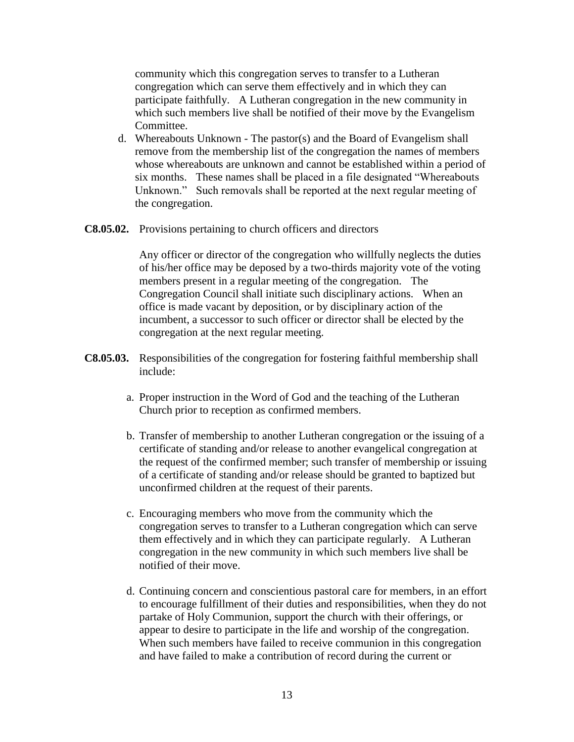community which this congregation serves to transfer to a Lutheran congregation which can serve them effectively and in which they can participate faithfully. A Lutheran congregation in the new community in which such members live shall be notified of their move by the Evangelism Committee.

d. Whereabouts Unknown - The pastor(s) and the Board of Evangelism shall remove from the membership list of the congregation the names of members whose whereabouts are unknown and cannot be established within a period of six months. These names shall be placed in a file designated "Whereabouts Unknown." Such removals shall be reported at the next regular meeting of the congregation.

**C8.05.02.** Provisions pertaining to church officers and directors

Any officer or director of the congregation who willfully neglects the duties of his/her office may be deposed by a two-thirds majority vote of the voting members present in a regular meeting of the congregation. The Congregation Council shall initiate such disciplinary actions. When an office is made vacant by deposition, or by disciplinary action of the incumbent, a successor to such officer or director shall be elected by the congregation at the next regular meeting.

**C8.05.03.** Responsibilities of the congregation for fostering faithful membership shall include:

a. Proper instruction in the Word of God and the teaching of the Lutheran Church prior to reception as confirmed members.

b. Transfer of membership to another Lutheran congregation or the issuing of a certificate of standing and/or release to another evangelical congregation at the request of the confirmed member; such transfer of membership or issuing of a certificate of standing and/or release should be granted to baptized but unconfirmed children at the request of their parents.

c. Encouraging members who move from the community which the congregation serves to transfer to a Lutheran congregation which can serve them effectively and in which they can participate regularly. A Lutheran congregation in the new community in which such members live shall be notified of their move.

d. Continuing concern and conscientious pastoral care for members, in an effort to encourage fulfillment of their duties and responsibilities, when they do not partake of Holy Communion, support the church with their offerings, or appear to desire to participate in the life and worship of the congregation. When such members have failed to receive communion in this congregation and have failed to make a contribution of record during the current or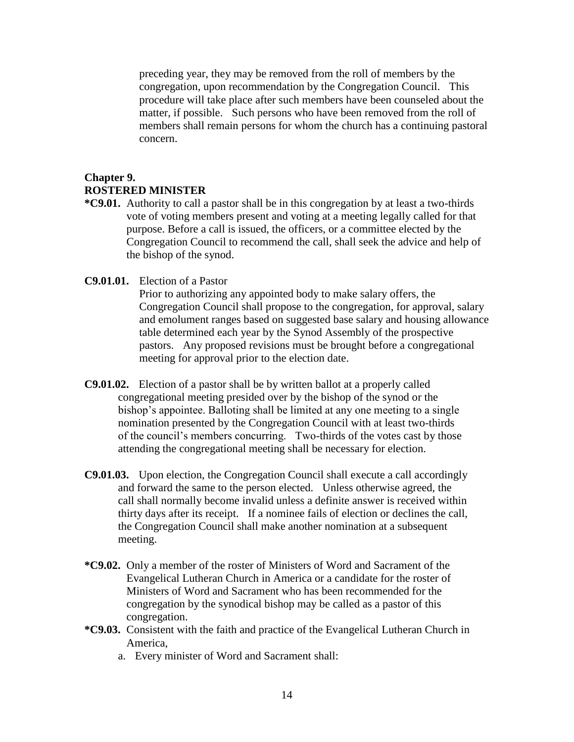preceding year, they may be removed from the roll of members by the congregation, upon recommendation by the Congregation Council. This procedure will take place after such members have been counseled about the matter, if possible. Such persons who have been removed from the roll of members shall remain persons for whom the church has a continuing pastoral concern.

## Chapter 9.
## ROSTERED MINISTER

**\*C9.01.** Authority to call a pastor shall be in this congregation by at least a two-thirds vote of voting members present and voting at a meeting legally called for that purpose. Before a call is issued, the officers, or a committee elected by the Congregation Council to recommend the call, shall seek the advice and help of the bishop of the synod.

**C9.01.01.** Election of a Pastor
Prior to authorizing any appointed body to make salary offers, the Congregation Council shall propose to the congregation, for approval, salary and emolument ranges based on suggested base salary and housing allowance table determined each year by the Synod Assembly of the prospective pastors. Any proposed revisions must be brought before a congregational meeting for approval prior to the election date.

**C9.01.02.** Election of a pastor shall be by written ballot at a properly called congregational meeting presided over by the bishop of the synod or the bishop's appointee. Balloting shall be limited at any one meeting to a single nomination presented by the Congregation Council with at least two-thirds of the council's members concurring. Two-thirds of the votes cast by those attending the congregational meeting shall be necessary for election.

**C9.01.03.** Upon election, the Congregation Council shall execute a call accordingly and forward the same to the person elected. Unless otherwise agreed, the call shall normally become invalid unless a definite answer is received within thirty days after its receipt. If a nominee fails of election or declines the call, the Congregation Council shall make another nomination at a subsequent meeting.

**\*C9.02.** Only a member of the roster of Ministers of Word and Sacrament of the Evangelical Lutheran Church in America or a candidate for the roster of Ministers of Word and Sacrament who has been recommended for the congregation by the synodical bishop may be called as a pastor of this congregation.

**\*C9.03.** Consistent with the faith and practice of the Evangelical Lutheran Church in America,

a. Every minister of Word and Sacrament shall: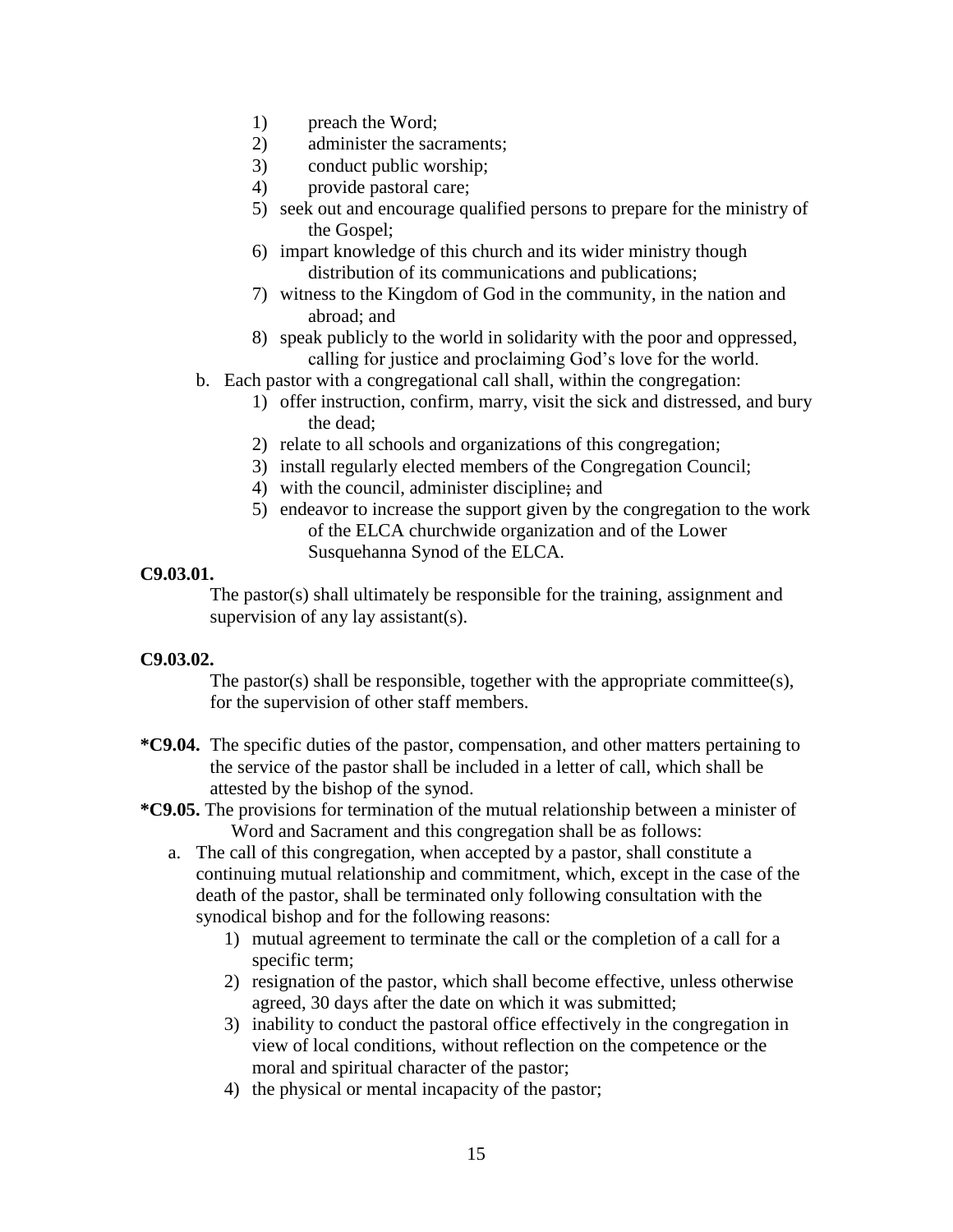1) preach the Word;
2) administer the sacraments;
3) conduct public worship;
4) provide pastoral care;
5) seek out and encourage qualified persons to prepare for the ministry of the Gospel;
6) impart knowledge of this church and its wider ministry though distribution of its communications and publications;
7) witness to the Kingdom of God in the community, in the nation and abroad; and
8) speak publicly to the world in solidarity with the poor and oppressed, calling for justice and proclaiming God's love for the world.

b. Each pastor with a congregational call shall, within the congregation:
   1) offer instruction, confirm, marry, visit the sick and distressed, and bury the dead;
   2) relate to all schools and organizations of this congregation;
   3) install regularly elected members of the Congregation Council;
   4) with the council, administer discipline~~;~~ and
   5) endeavor to increase the support given by the congregation to the work of the ELCA churchwide organization and of the Lower Susquehanna Synod of the ELCA.

**C9.03.01.**

The pastor(s) shall ultimately be responsible for the training, assignment and supervision of any lay assistant(s).

**C9.03.02.**

The pastor(s) shall be responsible, together with the appropriate committee(s), for the supervision of other staff members.

***C9.04.** The specific duties of the pastor, compensation, and other matters pertaining to the service of the pastor shall be included in a letter of call, which shall be attested by the bishop of the synod.

***C9.05.** The provisions for termination of the mutual relationship between a minister of Word and Sacrament and this congregation shall be as follows:

a. The call of this congregation, when accepted by a pastor, shall constitute a continuing mutual relationship and commitment, which, except in the case of the death of the pastor, shall be terminated only following consultation with the synodical bishop and for the following reasons:
   1) mutual agreement to terminate the call or the completion of a call for a specific term;
   2) resignation of the pastor, which shall become effective, unless otherwise agreed, 30 days after the date on which it was submitted;
   3) inability to conduct the pastoral office effectively in the congregation in view of local conditions, without reflection on the competence or the moral and spiritual character of the pastor;
   4) the physical or mental incapacity of the pastor;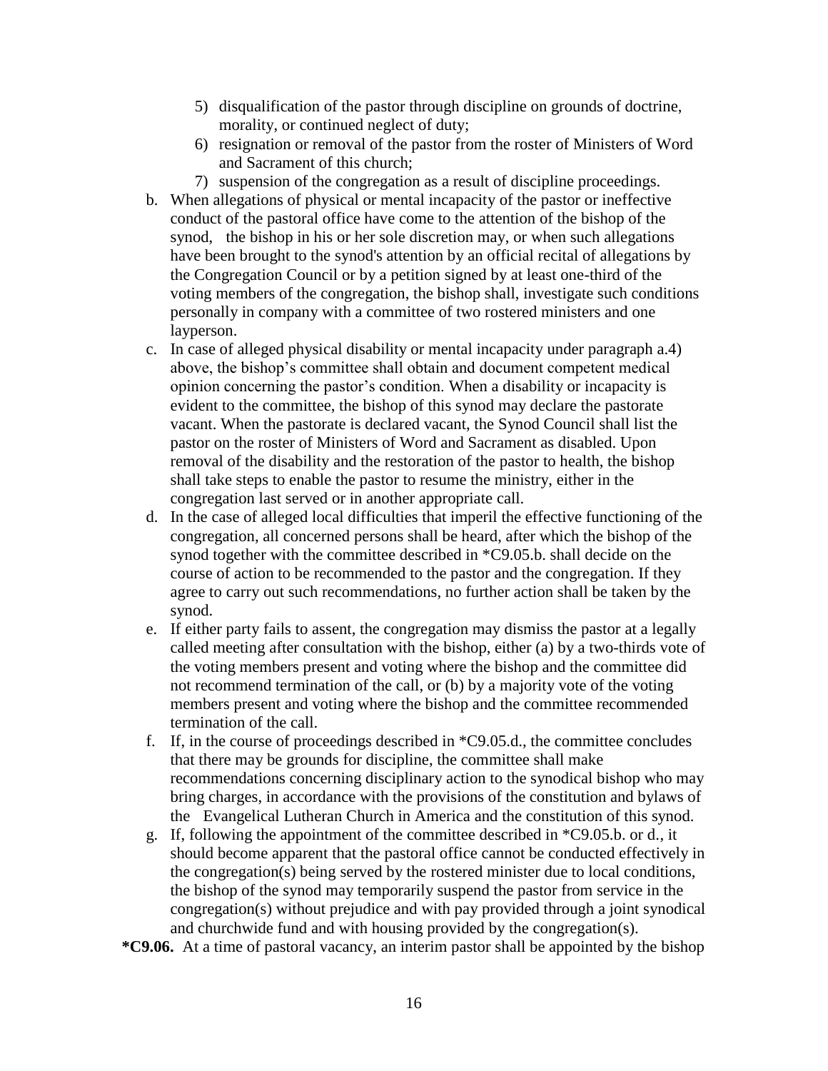5) disqualification of the pastor through discipline on grounds of doctrine, morality, or continued neglect of duty;
6) resignation or removal of the pastor from the roster of Ministers of Word and Sacrament of this church;
7) suspension of the congregation as a result of discipline proceedings.

b. When allegations of physical or mental incapacity of the pastor or ineffective conduct of the pastoral office have come to the attention of the bishop of the synod, the bishop in his or her sole discretion may, or when such allegations have been brought to the synod's attention by an official recital of allegations by the Congregation Council or by a petition signed by at least one-third of the voting members of the congregation, the bishop shall, investigate such conditions personally in company with a committee of two rostered ministers and one layperson.

c. In case of alleged physical disability or mental incapacity under paragraph a.4) above, the bishop's committee shall obtain and document competent medical opinion concerning the pastor's condition. When a disability or incapacity is evident to the committee, the bishop of this synod may declare the pastorate vacant. When the pastorate is declared vacant, the Synod Council shall list the pastor on the roster of Ministers of Word and Sacrament as disabled. Upon removal of the disability and the restoration of the pastor to health, the bishop shall take steps to enable the pastor to resume the ministry, either in the congregation last served or in another appropriate call.

d. In the case of alleged local difficulties that imperil the effective functioning of the congregation, all concerned persons shall be heard, after which the bishop of the synod together with the committee described in *C9.05.b. shall decide on the course of action to be recommended to the pastor and the congregation. If they agree to carry out such recommendations, no further action shall be taken by the synod.

e. If either party fails to assent, the congregation may dismiss the pastor at a legally called meeting after consultation with the bishop, either (a) by a two-thirds vote of the voting members present and voting where the bishop and the committee did not recommend termination of the call, or (b) by a majority vote of the voting members present and voting where the bishop and the committee recommended termination of the call.

f. If, in the course of proceedings described in *C9.05.d., the committee concludes that there may be grounds for discipline, the committee shall make recommendations concerning disciplinary action to the synodical bishop who may bring charges, in accordance with the provisions of the constitution and bylaws of the Evangelical Lutheran Church in America and the constitution of this synod.

g. If, following the appointment of the committee described in *C9.05.b. or d., it should become apparent that the pastoral office cannot be conducted effectively in the congregation(s) being served by the rostered minister due to local conditions, the bishop of the synod may temporarily suspend the pastor from service in the congregation(s) without prejudice and with pay provided through a joint synodical and churchwide fund and with housing provided by the congregation(s).

**\*C9.06.** At a time of pastoral vacancy, an interim pastor shall be appointed by the bishop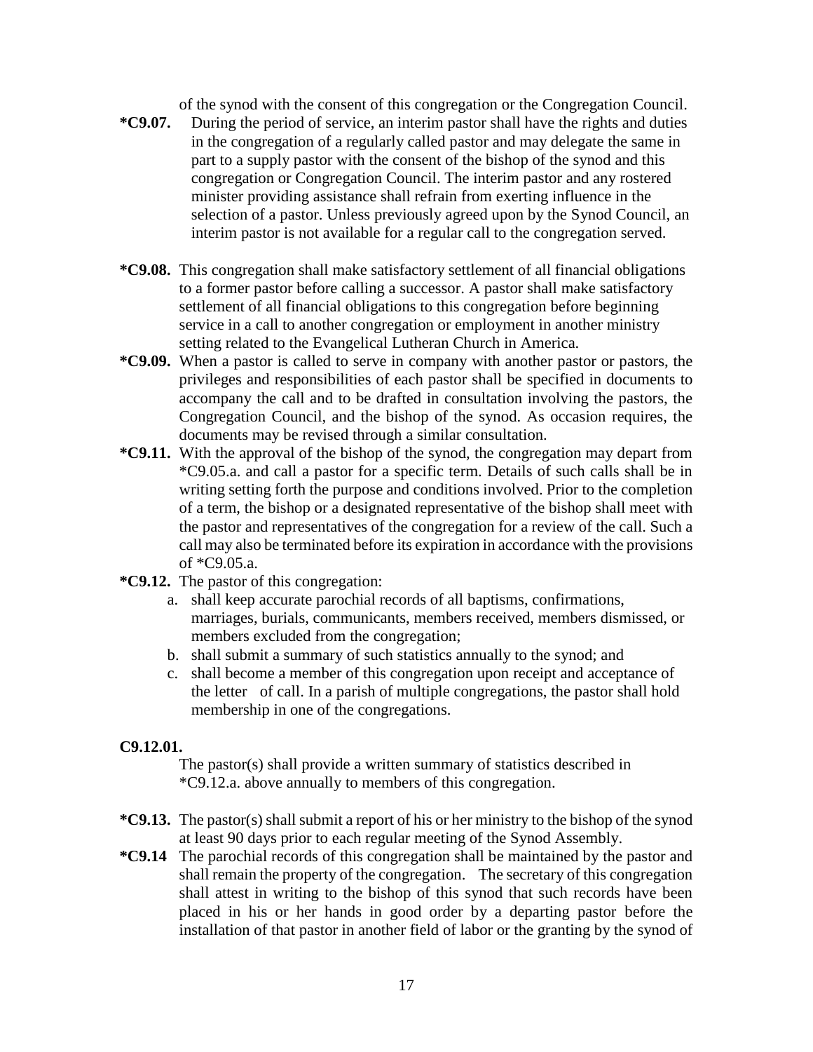of the synod with the consent of this congregation or the Congregation Council.

**\*C9.07.** During the period of service, an interim pastor shall have the rights and duties in the congregation of a regularly called pastor and may delegate the same in part to a supply pastor with the consent of the bishop of the synod and this congregation or Congregation Council. The interim pastor and any rostered minister providing assistance shall refrain from exerting influence in the selection of a pastor. Unless previously agreed upon by the Synod Council, an interim pastor is not available for a regular call to the congregation served.

**\*C9.08.** This congregation shall make satisfactory settlement of all financial obligations to a former pastor before calling a successor. A pastor shall make satisfactory settlement of all financial obligations to this congregation before beginning service in a call to another congregation or employment in another ministry setting related to the Evangelical Lutheran Church in America.

**\*C9.09.** When a pastor is called to serve in company with another pastor or pastors, the privileges and responsibilities of each pastor shall be specified in documents to accompany the call and to be drafted in consultation involving the pastors, the Congregation Council, and the bishop of the synod. As occasion requires, the documents may be revised through a similar consultation.

**\*C9.11.** With the approval of the bishop of the synod, the congregation may depart from \*C9.05.a. and call a pastor for a specific term. Details of such calls shall be in writing setting forth the purpose and conditions involved. Prior to the completion of a term, the bishop or a designated representative of the bishop shall meet with the pastor and representatives of the congregation for a review of the call. Such a call may also be terminated before its expiration in accordance with the provisions of \*C9.05.a.

**\*C9.12.** The pastor of this congregation:

a. shall keep accurate parochial records of all baptisms, confirmations, marriages, burials, communicants, members received, members dismissed, or members excluded from the congregation;
b. shall submit a summary of such statistics annually to the synod; and
c. shall become a member of this congregation upon receipt and acceptance of the letter of call. In a parish of multiple congregations, the pastor shall hold membership in one of the congregations.

**C9.12.01.**

The pastor(s) shall provide a written summary of statistics described in \*C9.12.a. above annually to members of this congregation.

**\*C9.13.** The pastor(s) shall submit a report of his or her ministry to the bishop of the synod at least 90 days prior to each regular meeting of the Synod Assembly.

**\*C9.14** The parochial records of this congregation shall be maintained by the pastor and shall remain the property of the congregation. The secretary of this congregation shall attest in writing to the bishop of this synod that such records have been placed in his or her hands in good order by a departing pastor before the installation of that pastor in another field of labor or the granting by the synod of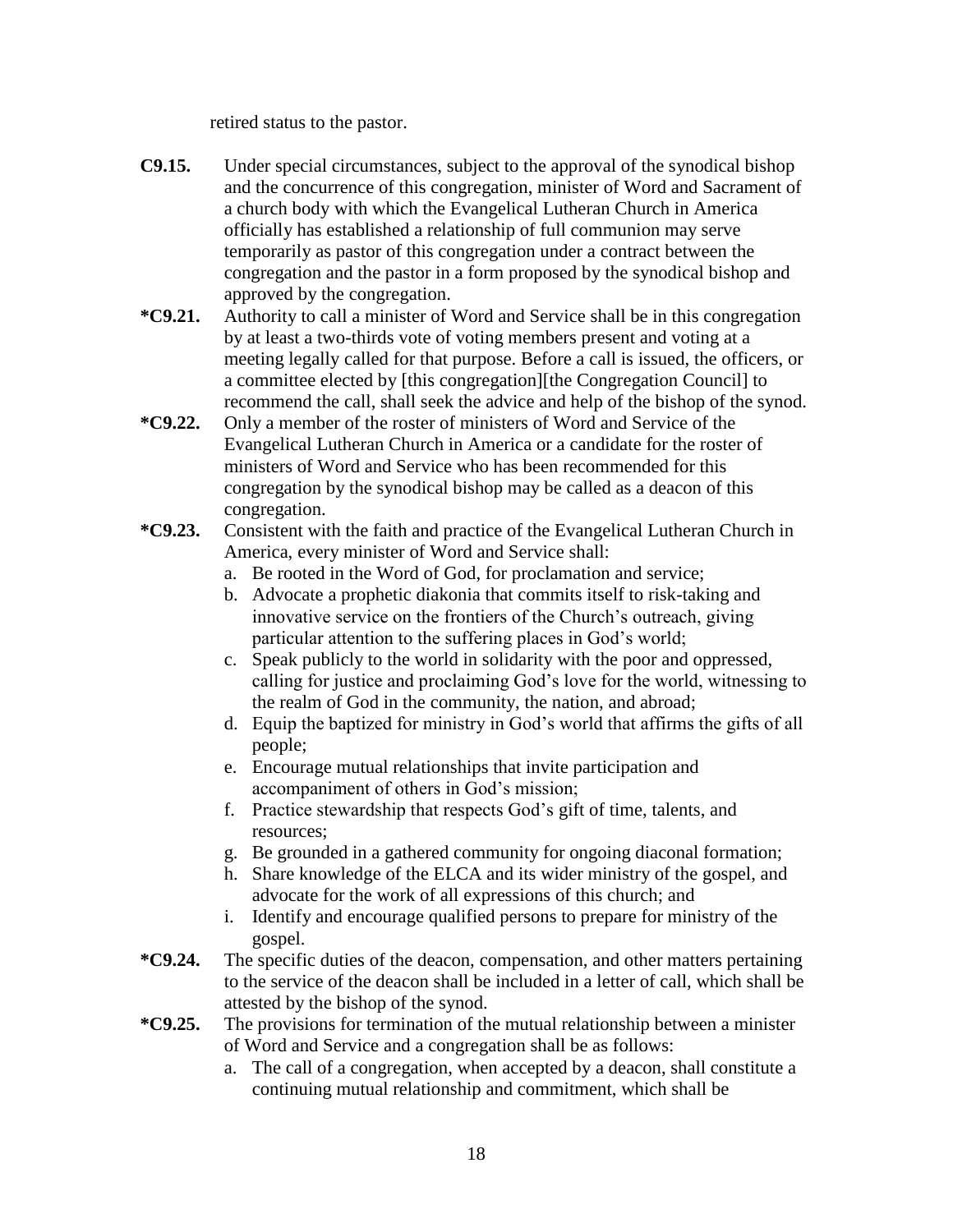retired status to the pastor.

**C9.15.** Under special circumstances, subject to the approval of the synodical bishop and the concurrence of this congregation, minister of Word and Sacrament of a church body with which the Evangelical Lutheran Church in America officially has established a relationship of full communion may serve temporarily as pastor of this congregation under a contract between the congregation and the pastor in a form proposed by the synodical bishop and approved by the congregation.

***C9.21.** Authority to call a minister of Word and Service shall be in this congregation by at least a two-thirds vote of voting members present and voting at a meeting legally called for that purpose. Before a call is issued, the officers, or a committee elected by [this congregation][the Congregation Council] to recommend the call, shall seek the advice and help of the bishop of the synod.

***C9.22.** Only a member of the roster of ministers of Word and Service of the Evangelical Lutheran Church in America or a candidate for the roster of ministers of Word and Service who has been recommended for this congregation by the synodical bishop may be called as a deacon of this congregation.

***C9.23.** Consistent with the faith and practice of the Evangelical Lutheran Church in America, every minister of Word and Service shall:

a. Be rooted in the Word of God, for proclamation and service;
b. Advocate a prophetic diakonia that commits itself to risk-taking and innovative service on the frontiers of the Church's outreach, giving particular attention to the suffering places in God's world;
c. Speak publicly to the world in solidarity with the poor and oppressed, calling for justice and proclaiming God's love for the world, witnessing to the realm of God in the community, the nation, and abroad;
d. Equip the baptized for ministry in God's world that affirms the gifts of all people;
e. Encourage mutual relationships that invite participation and accompaniment of others in God's mission;
f. Practice stewardship that respects God's gift of time, talents, and resources;
g. Be grounded in a gathered community for ongoing diaconal formation;
h. Share knowledge of the ELCA and its wider ministry of the gospel, and advocate for the work of all expressions of this church; and
i. Identify and encourage qualified persons to prepare for ministry of the gospel.

***C9.24.** The specific duties of the deacon, compensation, and other matters pertaining to the service of the deacon shall be included in a letter of call, which shall be attested by the bishop of the synod.

***C9.25.** The provisions for termination of the mutual relationship between a minister of Word and Service and a congregation shall be as follows:

a. The call of a congregation, when accepted by a deacon, shall constitute a continuing mutual relationship and commitment, which shall be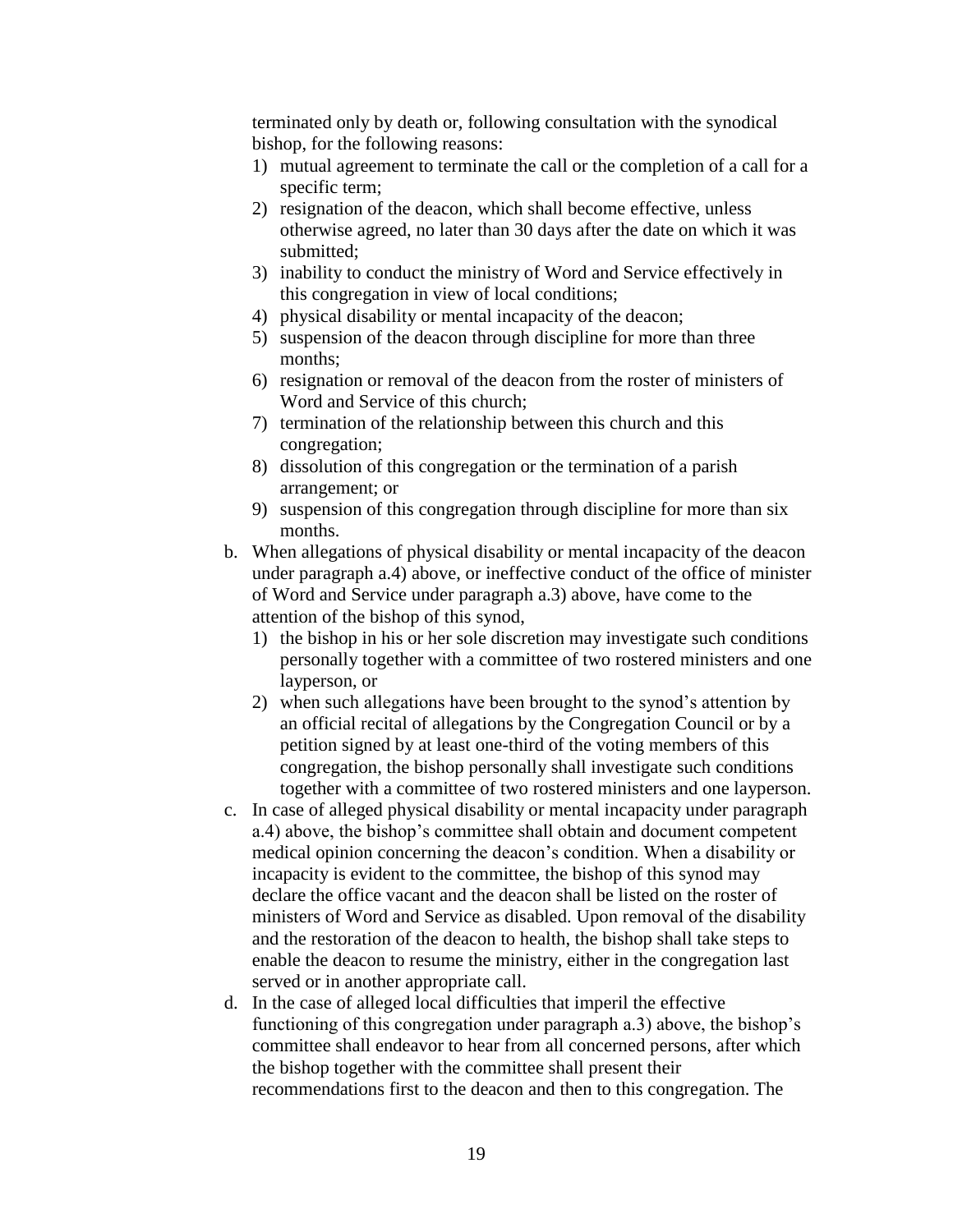terminated only by death or, following consultation with the synodical bishop, for the following reasons:

1) mutual agreement to terminate the call or the completion of a call for a specific term;
2) resignation of the deacon, which shall become effective, unless otherwise agreed, no later than 30 days after the date on which it was submitted;
3) inability to conduct the ministry of Word and Service effectively in this congregation in view of local conditions;
4) physical disability or mental incapacity of the deacon;
5) suspension of the deacon through discipline for more than three months;
6) resignation or removal of the deacon from the roster of ministers of Word and Service of this church;
7) termination of the relationship between this church and this congregation;
8) dissolution of this congregation or the termination of a parish arrangement; or
9) suspension of this congregation through discipline for more than six months.

b. When allegations of physical disability or mental incapacity of the deacon under paragraph a.4) above, or ineffective conduct of the office of minister of Word and Service under paragraph a.3) above, have come to the attention of the bishop of this synod,
   1) the bishop in his or her sole discretion may investigate such conditions personally together with a committee of two rostered ministers and one layperson, or
   2) when such allegations have been brought to the synod's attention by an official recital of allegations by the Congregation Council or by a petition signed by at least one-third of the voting members of this congregation, the bishop personally shall investigate such conditions together with a committee of two rostered ministers and one layperson.

c. In case of alleged physical disability or mental incapacity under paragraph a.4) above, the bishop's committee shall obtain and document competent medical opinion concerning the deacon's condition. When a disability or incapacity is evident to the committee, the bishop of this synod may declare the office vacant and the deacon shall be listed on the roster of ministers of Word and Service as disabled. Upon removal of the disability and the restoration of the deacon to health, the bishop shall take steps to enable the deacon to resume the ministry, either in the congregation last served or in another appropriate call.

d. In the case of alleged local difficulties that imperil the effective functioning of this congregation under paragraph a.3) above, the bishop's committee shall endeavor to hear from all concerned persons, after which the bishop together with the committee shall present their recommendations first to the deacon and then to this congregation. The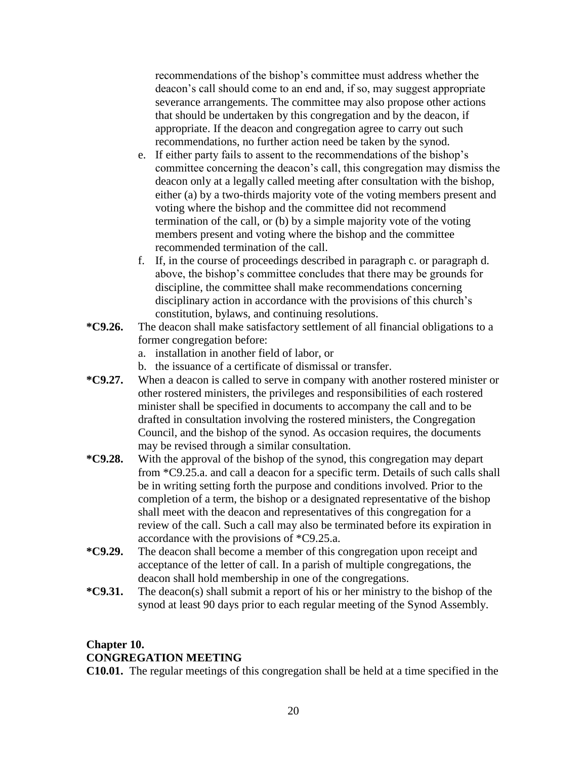recommendations of the bishop's committee must address whether the deacon's call should come to an end and, if so, may suggest appropriate severance arrangements. The committee may also propose other actions that should be undertaken by this congregation and by the deacon, if appropriate. If the deacon and congregation agree to carry out such recommendations, no further action need be taken by the synod.

e. If either party fails to assent to the recommendations of the bishop's committee concerning the deacon's call, this congregation may dismiss the deacon only at a legally called meeting after consultation with the bishop, either (a) by a two-thirds majority vote of the voting members present and voting where the bishop and the committee did not recommend termination of the call, or (b) by a simple majority vote of the voting members present and voting where the bishop and the committee recommended termination of the call.

f. If, in the course of proceedings described in paragraph c. or paragraph d. above, the bishop's committee concludes that there may be grounds for discipline, the committee shall make recommendations concerning disciplinary action in accordance with the provisions of this church's constitution, bylaws, and continuing resolutions.

**\*C9.26.** The deacon shall make satisfactory settlement of all financial obligations to a former congregation before:

a. installation in another field of labor, or
b. the issuance of a certificate of dismissal or transfer.

**\*C9.27.** When a deacon is called to serve in company with another rostered minister or other rostered ministers, the privileges and responsibilities of each rostered minister shall be specified in documents to accompany the call and to be drafted in consultation involving the rostered ministers, the Congregation Council, and the bishop of the synod. As occasion requires, the documents may be revised through a similar consultation.

**\*C9.28.** With the approval of the bishop of the synod, this congregation may depart from \*C9.25.a. and call a deacon for a specific term. Details of such calls shall be in writing setting forth the purpose and conditions involved. Prior to the completion of a term, the bishop or a designated representative of the bishop shall meet with the deacon and representatives of this congregation for a review of the call. Such a call may also be terminated before its expiration in accordance with the provisions of \*C9.25.a.

**\*C9.29.** The deacon shall become a member of this congregation upon receipt and acceptance of the letter of call. In a parish of multiple congregations, the deacon shall hold membership in one of the congregations.

**\*C9.31.** The deacon(s) shall submit a report of his or her ministry to the bishop of the synod at least 90 days prior to each regular meeting of the Synod Assembly.

## Chapter 10.
## CONGREGATION MEETING

**C10.01.** The regular meetings of this congregation shall be held at a time specified in the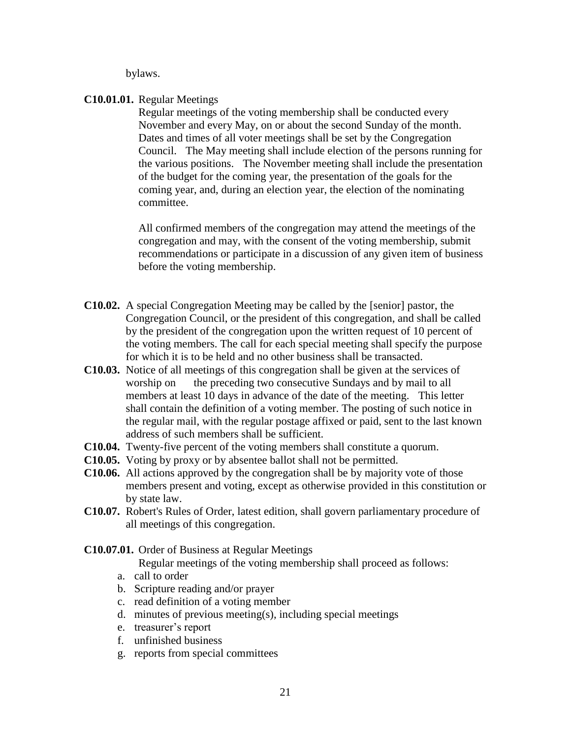bylaws.

**C10.01.01.** Regular Meetings

Regular meetings of the voting membership shall be conducted every November and every May, on or about the second Sunday of the month. Dates and times of all voter meetings shall be set by the Congregation Council. The May meeting shall include election of the persons running for the various positions. The November meeting shall include the presentation of the budget for the coming year, the presentation of the goals for the coming year, and, during an election year, the election of the nominating committee.

All confirmed members of the congregation may attend the meetings of the congregation and may, with the consent of the voting membership, submit recommendations or participate in a discussion of any given item of business before the voting membership.

**C10.02.** A special Congregation Meeting may be called by the [senior] pastor, the Congregation Council, or the president of this congregation, and shall be called by the president of the congregation upon the written request of 10 percent of the voting members. The call for each special meeting shall specify the purpose for which it is to be held and no other business shall be transacted.

**C10.03.** Notice of all meetings of this congregation shall be given at the services of worship on the preceding two consecutive Sundays and by mail to all members at least 10 days in advance of the date of the meeting. This letter shall contain the definition of a voting member. The posting of such notice in the regular mail, with the regular postage affixed or paid, sent to the last known address of such members shall be sufficient.

**C10.04.** Twenty-five percent of the voting members shall constitute a quorum.

**C10.05.** Voting by proxy or by absentee ballot shall not be permitted.

**C10.06.** All actions approved by the congregation shall be by majority vote of those members present and voting, except as otherwise provided in this constitution or by state law.

**C10.07.** Robert's Rules of Order, latest edition, shall govern parliamentary procedure of all meetings of this congregation.

**C10.07.01.** Order of Business at Regular Meetings

Regular meetings of the voting membership shall proceed as follows:

a. call to order
b. Scripture reading and/or prayer
c. read definition of a voting member
d. minutes of previous meeting(s), including special meetings
e. treasurer’s report
f. unfinished business
g. reports from special committees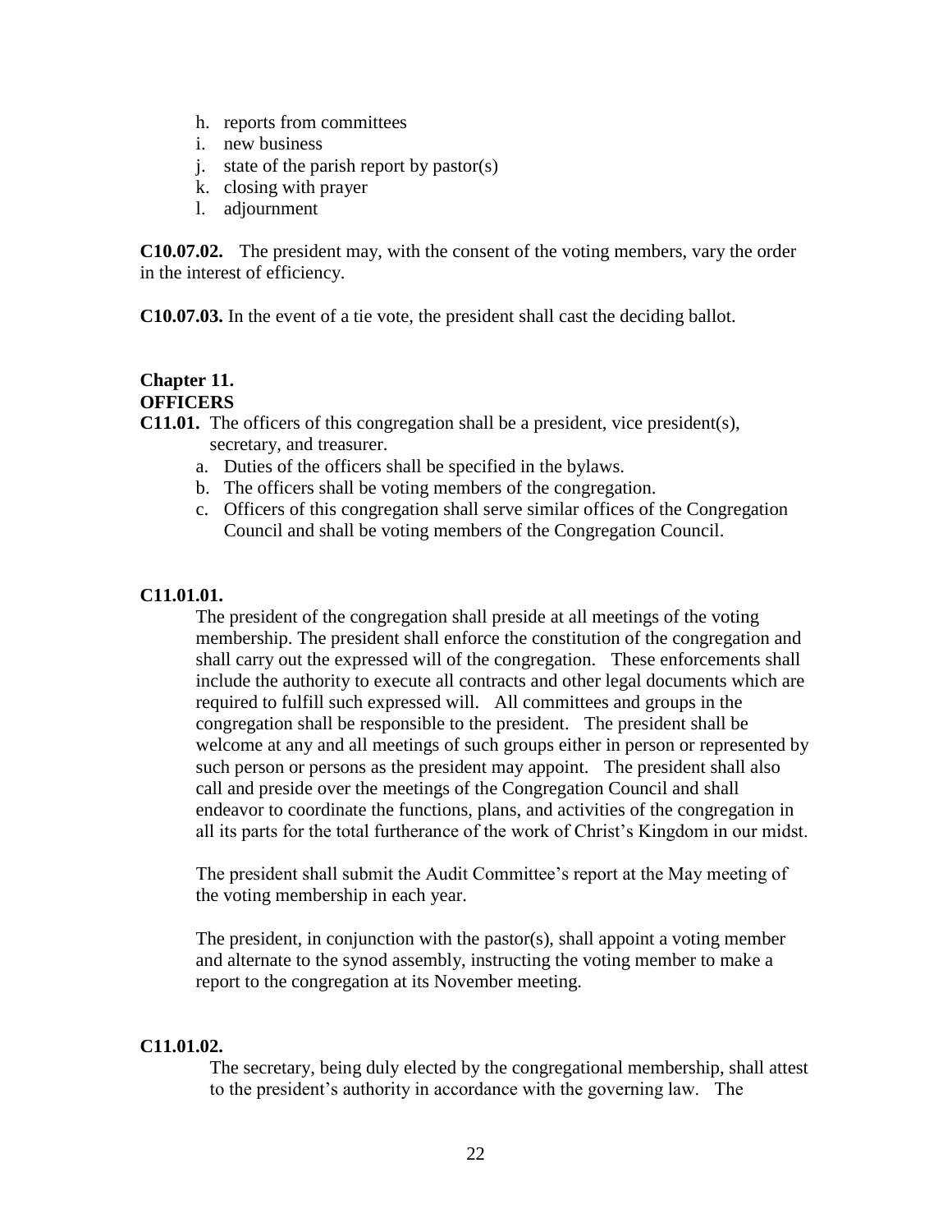h. reports from committees
i. new business
j. state of the parish report by pastor(s)
k. closing with prayer
l. adjournment

**C10.07.02.** The president may, with the consent of the voting members, vary the order in the interest of efficiency.

**C10.07.03.** In the event of a tie vote, the president shall cast the deciding ballot.

## Chapter 11.
## OFFICERS

**C11.01.** The officers of this congregation shall be a president, vice president(s), secretary, and treasurer.

a. Duties of the officers shall be specified in the bylaws.
b. The officers shall be voting members of the congregation.
c. Officers of this congregation shall serve similar offices of the Congregation Council and shall be voting members of the Congregation Council.

**C11.01.01.**

The president of the congregation shall preside at all meetings of the voting membership. The president shall enforce the constitution of the congregation and shall carry out the expressed will of the congregation. These enforcements shall include the authority to execute all contracts and other legal documents which are required to fulfill such expressed will. All committees and groups in the congregation shall be responsible to the president. The president shall be welcome at any and all meetings of such groups either in person or represented by such person or persons as the president may appoint. The president shall also call and preside over the meetings of the Congregation Council and shall endeavor to coordinate the functions, plans, and activities of the congregation in all its parts for the total furtherance of the work of Christ's Kingdom in our midst.

The president shall submit the Audit Committee's report at the May meeting of the voting membership in each year.

The president, in conjunction with the pastor(s), shall appoint a voting member and alternate to the synod assembly, instructing the voting member to make a report to the congregation at its November meeting.

**C11.01.02.**

The secretary, being duly elected by the congregational membership, shall attest to the president's authority in accordance with the governing law. The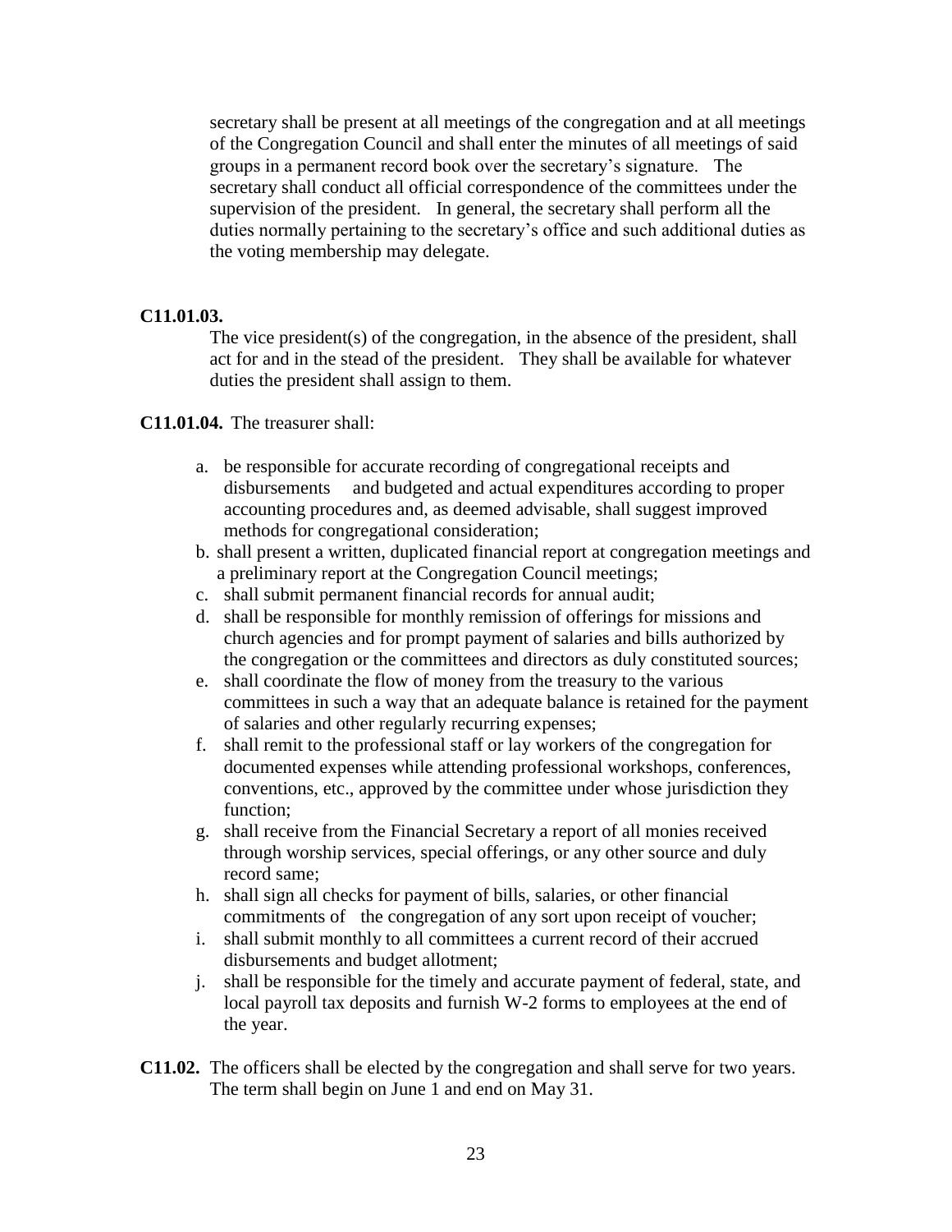secretary shall be present at all meetings of the congregation and at all meetings of the Congregation Council and shall enter the minutes of all meetings of said groups in a permanent record book over the secretary's signature. The secretary shall conduct all official correspondence of the committees under the supervision of the president. In general, the secretary shall perform all the duties normally pertaining to the secretary's office and such additional duties as the voting membership may delegate.

**C11.01.03.**

The vice president(s) of the congregation, in the absence of the president, shall act for and in the stead of the president. They shall be available for whatever duties the president shall assign to them.

**C11.01.04.** The treasurer shall:

a. be responsible for accurate recording of congregational receipts and disbursements and budgeted and actual expenditures according to proper accounting procedures and, as deemed advisable, shall suggest improved methods for congregational consideration;
b. shall present a written, duplicated financial report at congregation meetings and a preliminary report at the Congregation Council meetings;
c. shall submit permanent financial records for annual audit;
d. shall be responsible for monthly remission of offerings for missions and church agencies and for prompt payment of salaries and bills authorized by the congregation or the committees and directors as duly constituted sources;
e. shall coordinate the flow of money from the treasury to the various committees in such a way that an adequate balance is retained for the payment of salaries and other regularly recurring expenses;
f. shall remit to the professional staff or lay workers of the congregation for documented expenses while attending professional workshops, conferences, conventions, etc., approved by the committee under whose jurisdiction they function;
g. shall receive from the Financial Secretary a report of all monies received through worship services, special offerings, or any other source and duly record same;
h. shall sign all checks for payment of bills, salaries, or other financial commitments of the congregation of any sort upon receipt of voucher;
i. shall submit monthly to all committees a current record of their accrued disbursements and budget allotment;
j. shall be responsible for the timely and accurate payment of federal, state, and local payroll tax deposits and furnish W-2 forms to employees at the end of the year.

**C11.02.** The officers shall be elected by the congregation and shall serve for two years. The term shall begin on June 1 and end on May 31.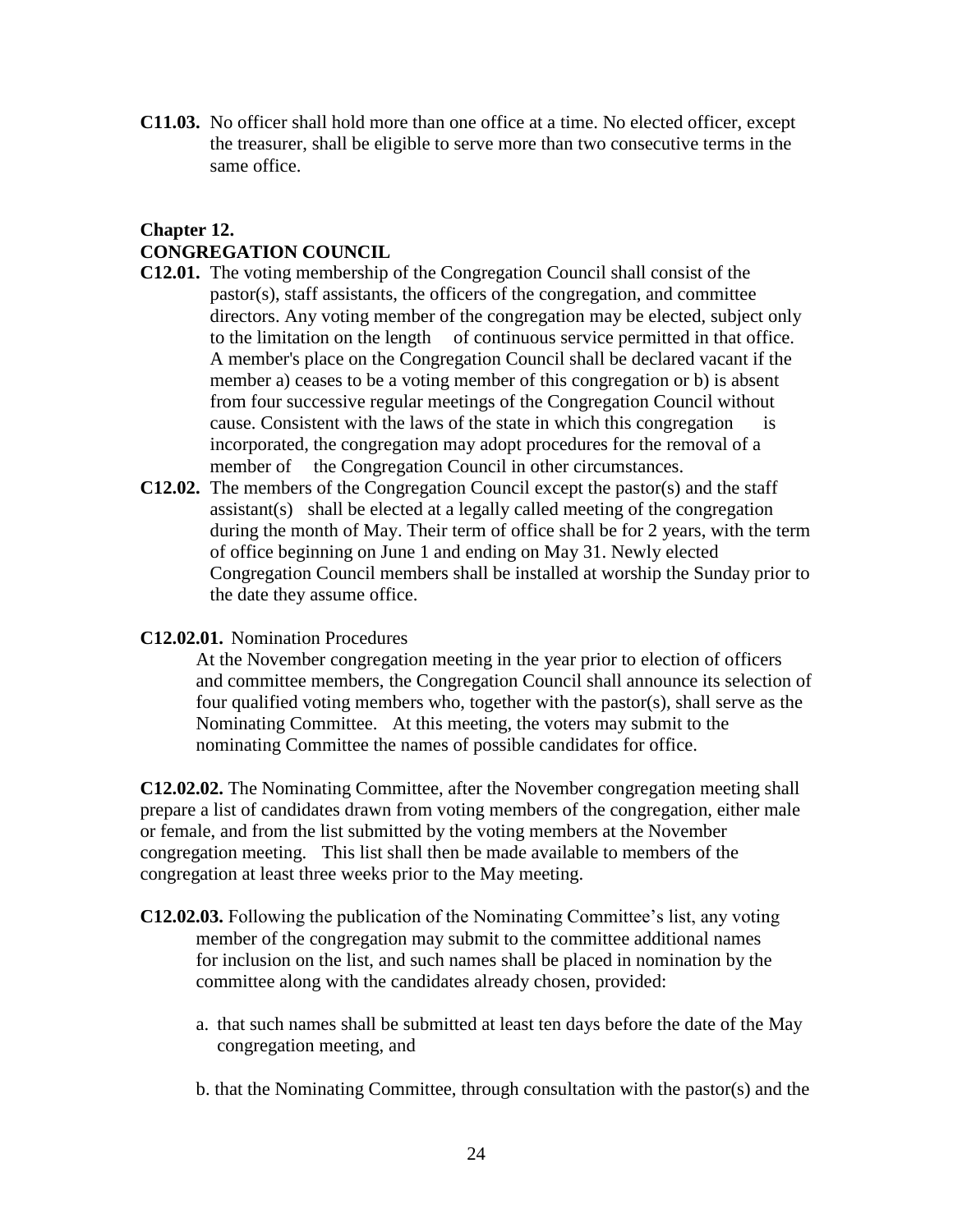**C11.03.** No officer shall hold more than one office at a time. No elected officer, except the treasurer, shall be eligible to serve more than two consecutive terms in the same office.

## Chapter 12.
## CONGREGATION COUNCIL

**C12.01.** The voting membership of the Congregation Council shall consist of the pastor(s), staff assistants, the officers of the congregation, and committee directors. Any voting member of the congregation may be elected, subject only to the limitation on the length of continuous service permitted in that office. A member's place on the Congregation Council shall be declared vacant if the member a) ceases to be a voting member of this congregation or b) is absent from four successive regular meetings of the Congregation Council without cause. Consistent with the laws of the state in which this congregation is incorporated, the congregation may adopt procedures for the removal of a member of the Congregation Council in other circumstances.

**C12.02.** The members of the Congregation Council except the pastor(s) and the staff assistant(s) shall be elected at a legally called meeting of the congregation during the month of May. Their term of office shall be for 2 years, with the term of office beginning on June 1 and ending on May 31. Newly elected Congregation Council members shall be installed at worship the Sunday prior to the date they assume office.

**C12.02.01.** Nomination Procedures

At the November congregation meeting in the year prior to election of officers and committee members, the Congregation Council shall announce its selection of four qualified voting members who, together with the pastor(s), shall serve as the Nominating Committee. At this meeting, the voters may submit to the nominating Committee the names of possible candidates for office.

**C12.02.02.** The Nominating Committee, after the November congregation meeting shall prepare a list of candidates drawn from voting members of the congregation, either male or female, and from the list submitted by the voting members at the November congregation meeting. This list shall then be made available to members of the congregation at least three weeks prior to the May meeting.

**C12.02.03.** Following the publication of the Nominating Committee's list, any voting member of the congregation may submit to the committee additional names for inclusion on the list, and such names shall be placed in nomination by the committee along with the candidates already chosen, provided:

a. that such names shall be submitted at least ten days before the date of the May congregation meeting, and

b. that the Nominating Committee, through consultation with the pastor(s) and the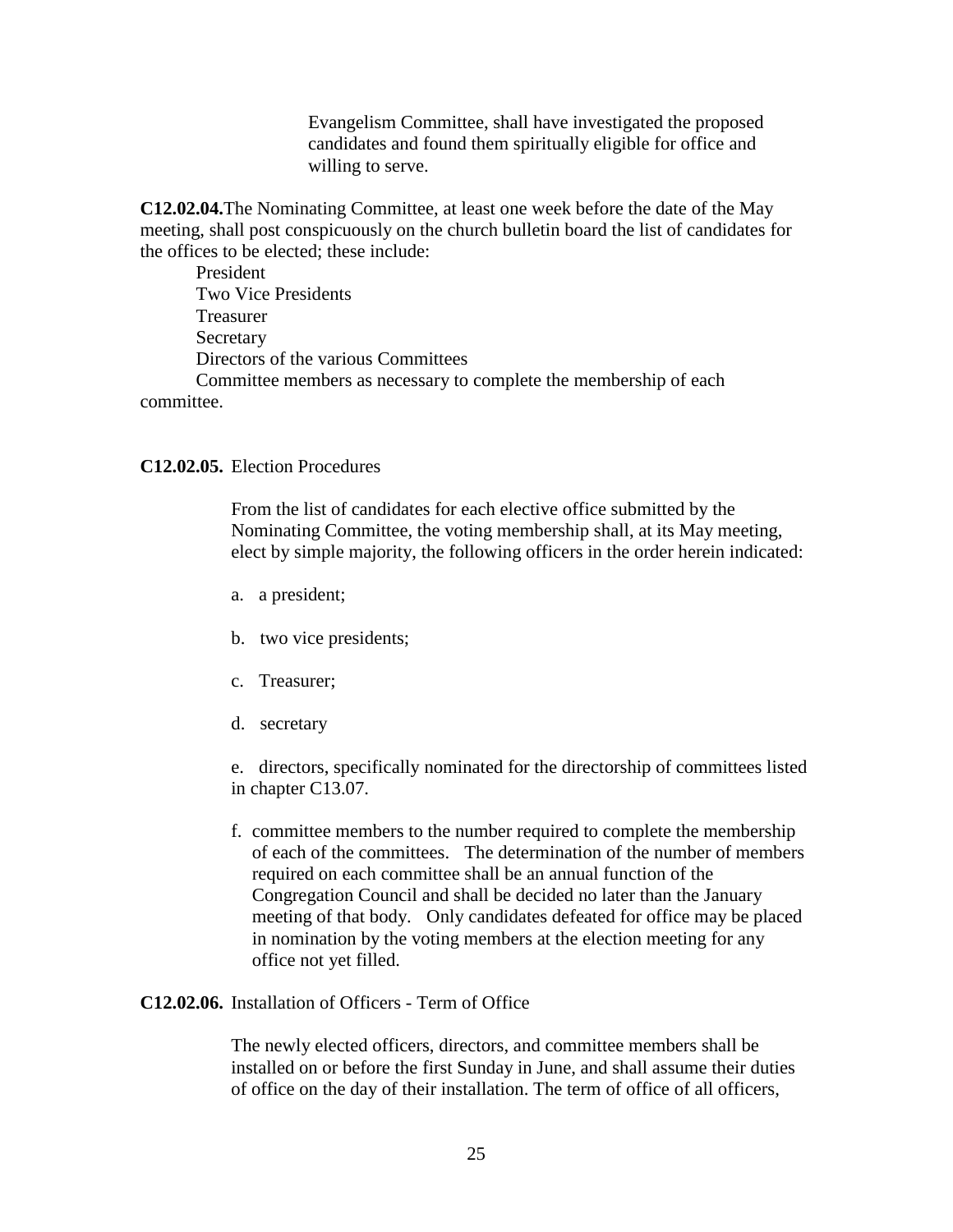Evangelism Committee, shall have investigated the proposed candidates and found them spiritually eligible for office and willing to serve.

**C12.02.04.** The Nominating Committee, at least one week before the date of the May meeting, shall post conspicuously on the church bulletin board the list of candidates for the offices to be elected; these include:

President
Two Vice Presidents
Treasurer
Secretary
Directors of the various Committees
Committee members as necessary to complete the membership of each committee.

**C12.02.05.** Election Procedures

From the list of candidates for each elective office submitted by the Nominating Committee, the voting membership shall, at its May meeting, elect by simple majority, the following officers in the order herein indicated:

a. a president;

b. two vice presidents;

c. Treasurer;

d. secretary

e. directors, specifically nominated for the directorship of committees listed in chapter C13.07.

f. committee members to the number required to complete the membership of each of the committees. The determination of the number of members required on each committee shall be an annual function of the Congregation Council and shall be decided no later than the January meeting of that body. Only candidates defeated for office may be placed in nomination by the voting members at the election meeting for any office not yet filled.

**C12.02.06.** Installation of Officers - Term of Office

The newly elected officers, directors, and committee members shall be installed on or before the first Sunday in June, and shall assume their duties of office on the day of their installation. The term of office of all officers,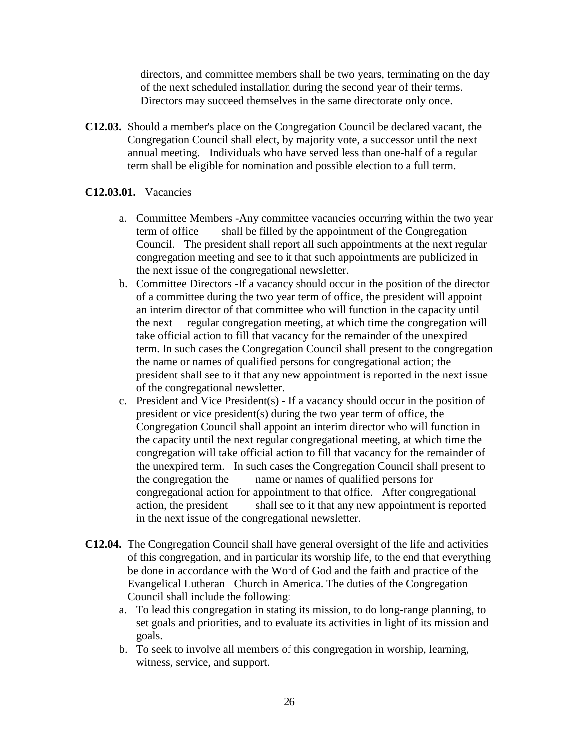directors, and committee members shall be two years, terminating on the day of the next scheduled installation during the second year of their terms. Directors may succeed themselves in the same directorate only once.

**C12.03.** Should a member's place on the Congregation Council be declared vacant, the Congregation Council shall elect, by majority vote, a successor until the next annual meeting. Individuals who have served less than one-half of a regular term shall be eligible for nomination and possible election to a full term.

**C12.03.01.** Vacancies

a. Committee Members -Any committee vacancies occurring within the two year term of office shall be filled by the appointment of the Congregation Council. The president shall report all such appointments at the next regular congregation meeting and see to it that such appointments are publicized in the next issue of the congregational newsletter.
b. Committee Directors -If a vacancy should occur in the position of the director of a committee during the two year term of office, the president will appoint an interim director of that committee who will function in the capacity until the next regular congregation meeting, at which time the congregation will take official action to fill that vacancy for the remainder of the unexpired term. In such cases the Congregation Council shall present to the congregation the name or names of qualified persons for congregational action; the president shall see to it that any new appointment is reported in the next issue of the congregational newsletter.
c. President and Vice President(s) - If a vacancy should occur in the position of president or vice president(s) during the two year term of office, the Congregation Council shall appoint an interim director who will function in the capacity until the next regular congregational meeting, at which time the congregation will take official action to fill that vacancy for the remainder of the unexpired term. In such cases the Congregation Council shall present to the congregation the name or names of qualified persons for congregational action for appointment to that office. After congregational action, the president shall see to it that any new appointment is reported in the next issue of the congregational newsletter.

**C12.04.** The Congregation Council shall have general oversight of the life and activities of this congregation, and in particular its worship life, to the end that everything be done in accordance with the Word of God and the faith and practice of the Evangelical Lutheran Church in America. The duties of the Congregation Council shall include the following:

a. To lead this congregation in stating its mission, to do long-range planning, to set goals and priorities, and to evaluate its activities in light of its mission and goals.
b. To seek to involve all members of this congregation in worship, learning, witness, service, and support.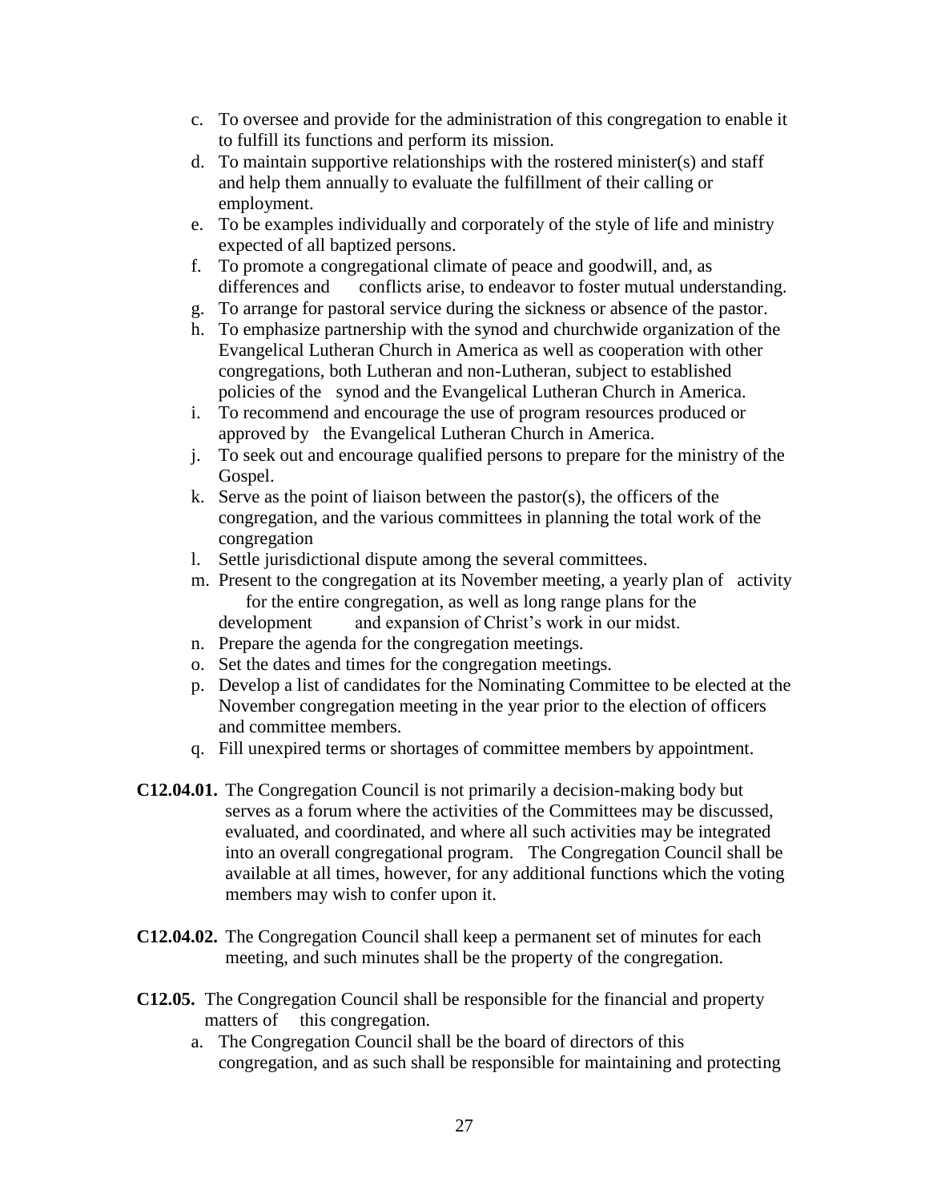c. To oversee and provide for the administration of this congregation to enable it to fulfill its functions and perform its mission.
d. To maintain supportive relationships with the rostered minister(s) and staff and help them annually to evaluate the fulfillment of their calling or employment.
e. To be examples individually and corporately of the style of life and ministry expected of all baptized persons.
f. To promote a congregational climate of peace and goodwill, and, as differences and conflicts arise, to endeavor to foster mutual understanding.
g. To arrange for pastoral service during the sickness or absence of the pastor.
h. To emphasize partnership with the synod and churchwide organization of the Evangelical Lutheran Church in America as well as cooperation with other congregations, both Lutheran and non-Lutheran, subject to established policies of the synod and the Evangelical Lutheran Church in America.
i. To recommend and encourage the use of program resources produced or approved by the Evangelical Lutheran Church in America.
j. To seek out and encourage qualified persons to prepare for the ministry of the Gospel.
k. Serve as the point of liaison between the pastor(s), the officers of the congregation, and the various committees in planning the total work of the congregation
l. Settle jurisdictional dispute among the several committees.
m. Present to the congregation at its November meeting, a yearly plan of activity for the entire congregation, as well as long range plans for the development and expansion of Christ's work in our midst.
n. Prepare the agenda for the congregation meetings.
o. Set the dates and times for the congregation meetings.
p. Develop a list of candidates for the Nominating Committee to be elected at the November congregation meeting in the year prior to the election of officers and committee members.
q. Fill unexpired terms or shortages of committee members by appointment.

**C12.04.01.** The Congregation Council is not primarily a decision-making body but serves as a forum where the activities of the Committees may be discussed, evaluated, and coordinated, and where all such activities may be integrated into an overall congregational program. The Congregation Council shall be available at all times, however, for any additional functions which the voting members may wish to confer upon it.

**C12.04.02.** The Congregation Council shall keep a permanent set of minutes for each meeting, and such minutes shall be the property of the congregation.

**C12.05.** The Congregation Council shall be responsible for the financial and property matters of this congregation.

a. The Congregation Council shall be the board of directors of this congregation, and as such shall be responsible for maintaining and protecting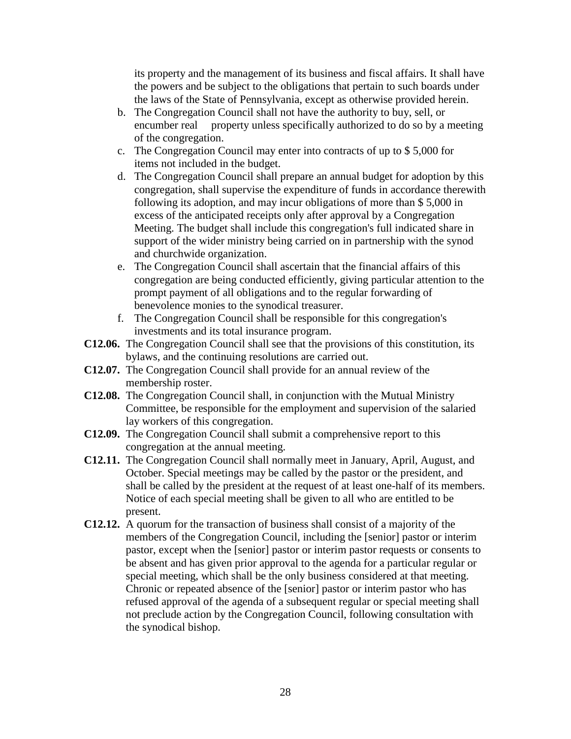its property and the management of its business and fiscal affairs. It shall have the powers and be subject to the obligations that pertain to such boards under the laws of the State of Pennsylvania, except as otherwise provided herein.

b. The Congregation Council shall not have the authority to buy, sell, or encumber real property unless specifically authorized to do so by a meeting of the congregation.
c. The Congregation Council may enter into contracts of up to $ 5,000 for items not included in the budget.
d. The Congregation Council shall prepare an annual budget for adoption by this congregation, shall supervise the expenditure of funds in accordance therewith following its adoption, and may incur obligations of more than $ 5,000 in excess of the anticipated receipts only after approval by a Congregation Meeting. The budget shall include this congregation's full indicated share in support of the wider ministry being carried on in partnership with the synod and churchwide organization.
e. The Congregation Council shall ascertain that the financial affairs of this congregation are being conducted efficiently, giving particular attention to the prompt payment of all obligations and to the regular forwarding of benevolence monies to the synodical treasurer.
f. The Congregation Council shall be responsible for this congregation's investments and its total insurance program.

**C12.06.** The Congregation Council shall see that the provisions of this constitution, its bylaws, and the continuing resolutions are carried out.

**C12.07.** The Congregation Council shall provide for an annual review of the membership roster.

**C12.08.** The Congregation Council shall, in conjunction with the Mutual Ministry Committee, be responsible for the employment and supervision of the salaried lay workers of this congregation.

**C12.09.** The Congregation Council shall submit a comprehensive report to this congregation at the annual meeting.

**C12.11.** The Congregation Council shall normally meet in January, April, August, and October. Special meetings may be called by the pastor or the president, and shall be called by the president at the request of at least one-half of its members. Notice of each special meeting shall be given to all who are entitled to be present.

**C12.12.** A quorum for the transaction of business shall consist of a majority of the members of the Congregation Council, including the [senior] pastor or interim pastor, except when the [senior] pastor or interim pastor requests or consents to be absent and has given prior approval to the agenda for a particular regular or special meeting, which shall be the only business considered at that meeting. Chronic or repeated absence of the [senior] pastor or interim pastor who has refused approval of the agenda of a subsequent regular or special meeting shall not preclude action by the Congregation Council, following consultation with the synodical bishop.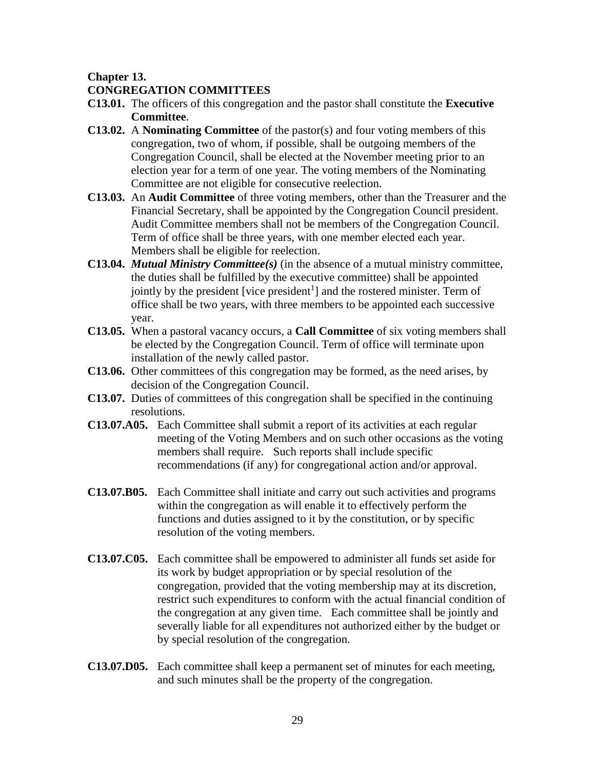**Chapter 13.**
**CONGREGATION COMMITTEES**

**C13.01.** The officers of this congregation and the pastor shall constitute the **Executive Committee**.

**C13.02.** A **Nominating Committee** of the pastor(s) and four voting members of this congregation, two of whom, if possible, shall be outgoing members of the Congregation Council, shall be elected at the November meeting prior to an election year for a term of one year. The voting members of the Nominating Committee are not eligible for consecutive reelection.

**C13.03.** An **Audit Committee** of three voting members, other than the Treasurer and the Financial Secretary, shall be appointed by the Congregation Council president. Audit Committee members shall not be members of the Congregation Council. Term of office shall be three years, with one member elected each year. Members shall be eligible for reelection.

**C13.04.** ***Mutual Ministry Committee(s)*** (in the absence of a mutual ministry committee, the duties shall be fulfilled by the executive committee) shall be appointed jointly by the president [vice president[1]] and the rostered minister. Term of office shall be two years, with three members to be appointed each successive year.

**C13.05.** When a pastoral vacancy occurs, a **Call Committee** of six voting members shall be elected by the Congregation Council. Term of office will terminate upon installation of the newly called pastor.

**C13.06.** Other committees of this congregation may be formed, as the need arises, by decision of the Congregation Council.

**C13.07.** Duties of committees of this congregation shall be specified in the continuing resolutions.

**C13.07.A05.** Each Committee shall submit a report of its activities at each regular meeting of the Voting Members and on such other occasions as the voting members shall require. Such reports shall include specific recommendations (if any) for congregational action and/or approval.

**C13.07.B05.** Each Committee shall initiate and carry out such activities and programs within the congregation as will enable it to effectively perform the functions and duties assigned to it by the constitution, or by specific resolution of the voting members.

**C13.07.C05.** Each committee shall be empowered to administer all funds set aside for its work by budget appropriation or by special resolution of the congregation, provided that the voting membership may at its discretion, restrict such expenditures to conform with the actual financial condition of the congregation at any given time. Each committee shall be jointly and severally liable for all expenditures not authorized either by the budget or by special resolution of the congregation.

**C13.07.D05.** Each committee shall keep a permanent set of minutes for each meeting, and such minutes shall be the property of the congregation.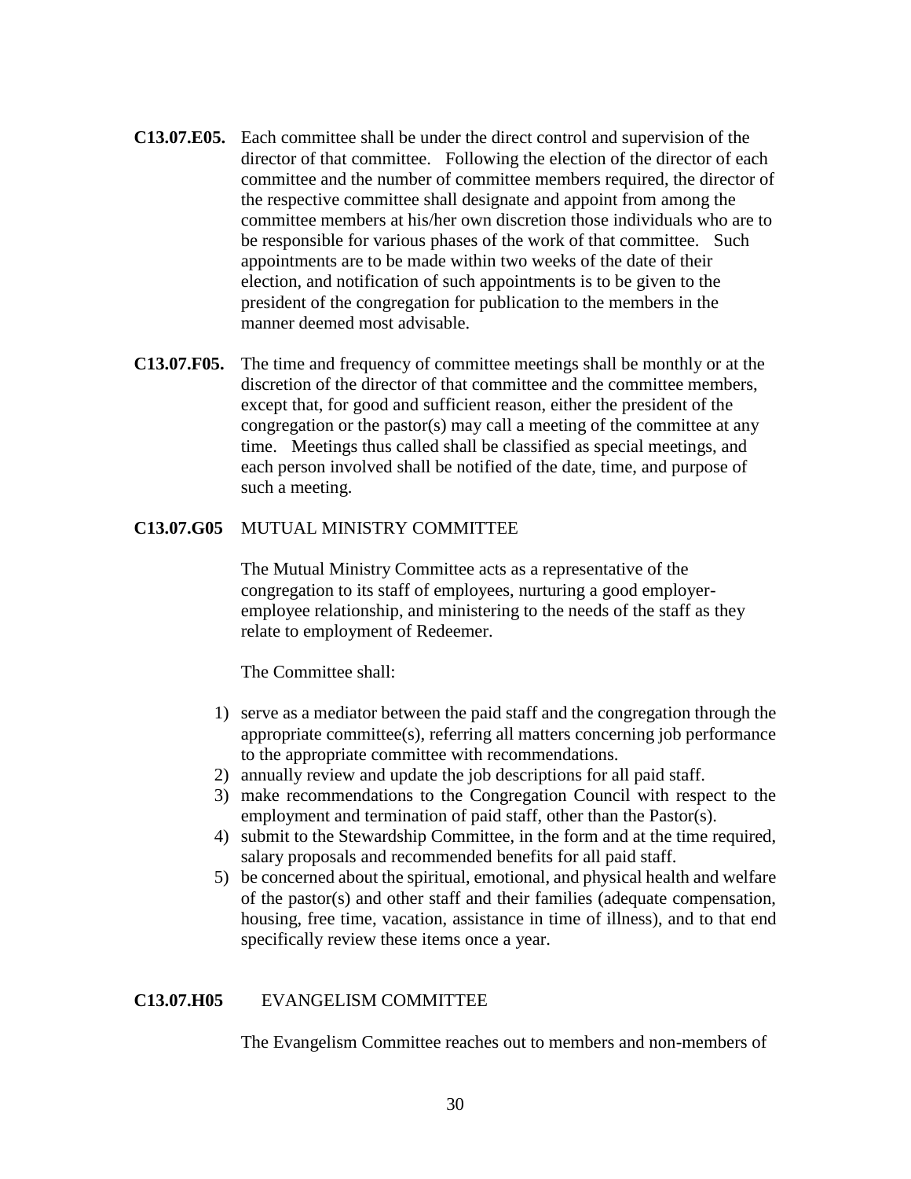**C13.07.E05.** Each committee shall be under the direct control and supervision of the director of that committee. Following the election of the director of each committee and the number of committee members required, the director of the respective committee shall designate and appoint from among the committee members at his/her own discretion those individuals who are to be responsible for various phases of the work of that committee. Such appointments are to be made within two weeks of the date of their election, and notification of such appointments is to be given to the president of the congregation for publication to the members in the manner deemed most advisable.

**C13.07.F05.** The time and frequency of committee meetings shall be monthly or at the discretion of the director of that committee and the committee members, except that, for good and sufficient reason, either the president of the congregation or the pastor(s) may call a meeting of the committee at any time. Meetings thus called shall be classified as special meetings, and each person involved shall be notified of the date, time, and purpose of such a meeting.

**C13.07.G05** MUTUAL MINISTRY COMMITTEE

The Mutual Ministry Committee acts as a representative of the congregation to its staff of employees, nurturing a good employer-employee relationship, and ministering to the needs of the staff as they relate to employment of Redeemer.

The Committee shall:

1) serve as a mediator between the paid staff and the congregation through the appropriate committee(s), referring all matters concerning job performance to the appropriate committee with recommendations.
2) annually review and update the job descriptions for all paid staff.
3) make recommendations to the Congregation Council with respect to the employment and termination of paid staff, other than the Pastor(s).
4) submit to the Stewardship Committee, in the form and at the time required, salary proposals and recommended benefits for all paid staff.
5) be concerned about the spiritual, emotional, and physical health and welfare of the pastor(s) and other staff and their families (adequate compensation, housing, free time, vacation, assistance in time of illness), and to that end specifically review these items once a year.

**C13.07.H05** EVANGELISM COMMITTEE

The Evangelism Committee reaches out to members and non-members of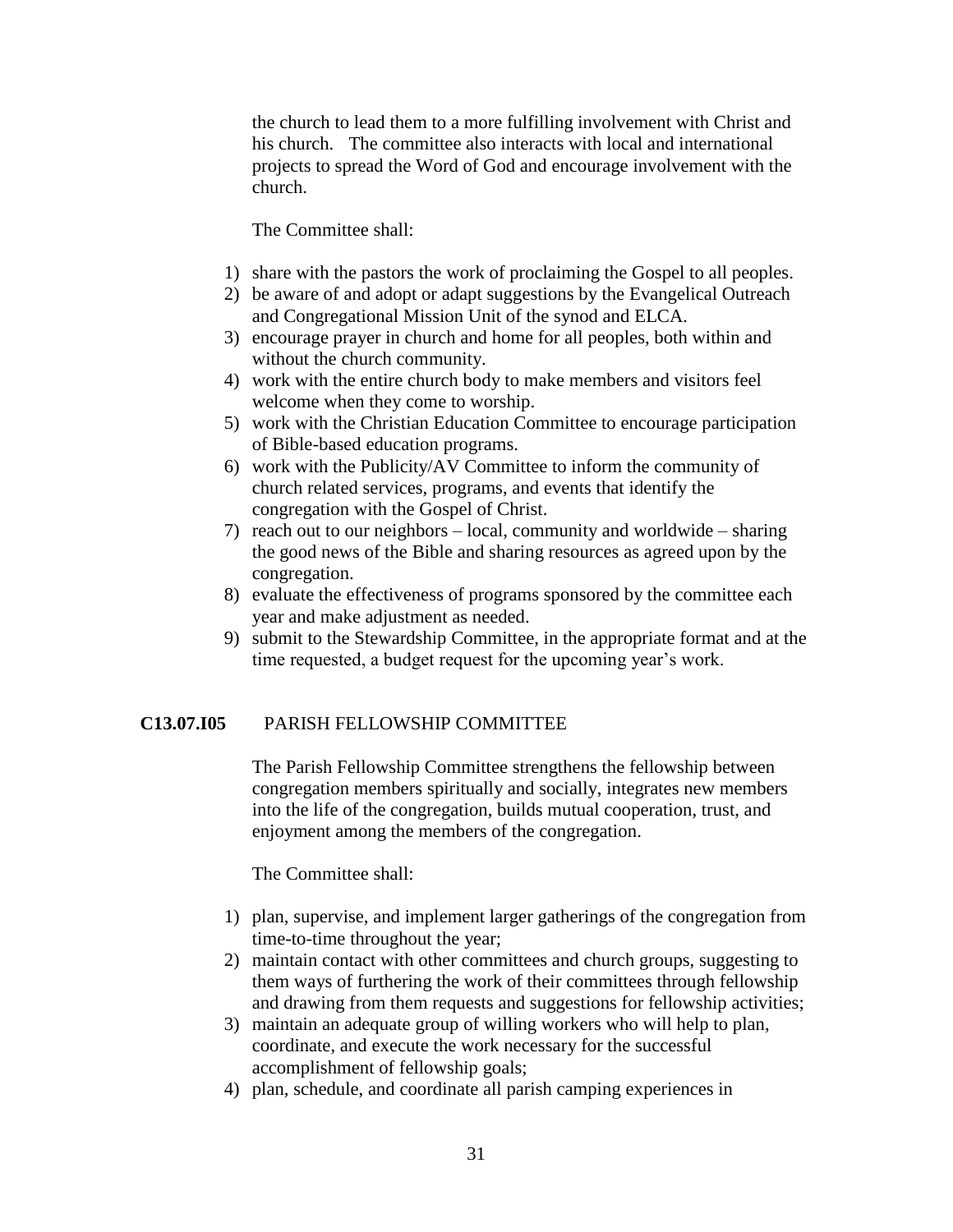the church to lead them to a more fulfilling involvement with Christ and his church. The committee also interacts with local and international projects to spread the Word of God and encourage involvement with the church.

The Committee shall:

1) share with the pastors the work of proclaiming the Gospel to all peoples.
2) be aware of and adopt or adapt suggestions by the Evangelical Outreach and Congregational Mission Unit of the synod and ELCA.
3) encourage prayer in church and home for all peoples, both within and without the church community.
4) work with the entire church body to make members and visitors feel welcome when they come to worship.
5) work with the Christian Education Committee to encourage participation of Bible-based education programs.
6) work with the Publicity/AV Committee to inform the community of church related services, programs, and events that identify the congregation with the Gospel of Christ.
7) reach out to our neighbors – local, community and worldwide – sharing the good news of the Bible and sharing resources as agreed upon by the congregation.
8) evaluate the effectiveness of programs sponsored by the committee each year and make adjustment as needed.
9) submit to the Stewardship Committee, in the appropriate format and at the time requested, a budget request for the upcoming year's work.

**C13.07.I05** PARISH FELLOWSHIP COMMITTEE

The Parish Fellowship Committee strengthens the fellowship between congregation members spiritually and socially, integrates new members into the life of the congregation, builds mutual cooperation, trust, and enjoyment among the members of the congregation.

The Committee shall:

1) plan, supervise, and implement larger gatherings of the congregation from time-to-time throughout the year;
2) maintain contact with other committees and church groups, suggesting to them ways of furthering the work of their committees through fellowship and drawing from them requests and suggestions for fellowship activities;
3) maintain an adequate group of willing workers who will help to plan, coordinate, and execute the work necessary for the successful accomplishment of fellowship goals;
4) plan, schedule, and coordinate all parish camping experiences in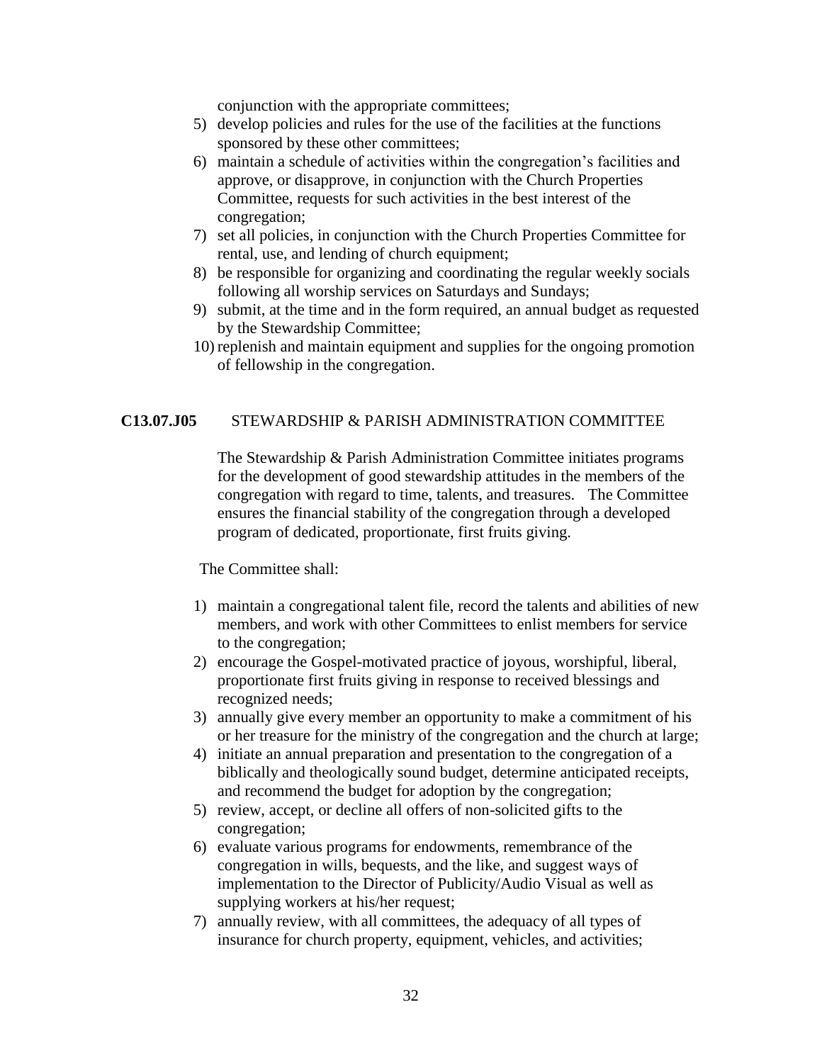conjunction with the appropriate committees;

5) develop policies and rules for the use of the facilities at the functions sponsored by these other committees;
6) maintain a schedule of activities within the congregation's facilities and approve, or disapprove, in conjunction with the Church Properties Committee, requests for such activities in the best interest of the congregation;
7) set all policies, in conjunction with the Church Properties Committee for rental, use, and lending of church equipment;
8) be responsible for organizing and coordinating the regular weekly socials following all worship services on Saturdays and Sundays;
9) submit, at the time and in the form required, an annual budget as requested by the Stewardship Committee;
10) replenish and maintain equipment and supplies for the ongoing promotion of fellowship in the congregation.

**C13.07.J05** STEWARDSHIP & PARISH ADMINISTRATION COMMITTEE

The Stewardship & Parish Administration Committee initiates programs for the development of good stewardship attitudes in the members of the congregation with regard to time, talents, and treasures. The Committee ensures the financial stability of the congregation through a developed program of dedicated, proportionate, first fruits giving.

The Committee shall:

1) maintain a congregational talent file, record the talents and abilities of new members, and work with other Committees to enlist members for service to the congregation;
2) encourage the Gospel-motivated practice of joyous, worshipful, liberal, proportionate first fruits giving in response to received blessings and recognized needs;
3) annually give every member an opportunity to make a commitment of his or her treasure for the ministry of the congregation and the church at large;
4) initiate an annual preparation and presentation to the congregation of a biblically and theologically sound budget, determine anticipated receipts, and recommend the budget for adoption by the congregation;
5) review, accept, or decline all offers of non-solicited gifts to the congregation;
6) evaluate various programs for endowments, remembrance of the congregation in wills, bequests, and the like, and suggest ways of implementation to the Director of Publicity/Audio Visual as well as supplying workers at his/her request;
7) annually review, with all committees, the adequacy of all types of insurance for church property, equipment, vehicles, and activities;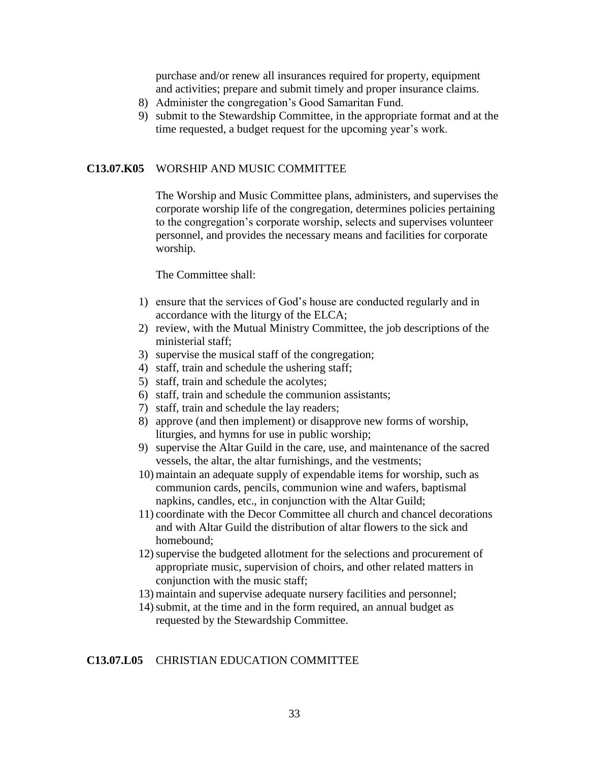purchase and/or renew all insurances required for property, equipment and activities; prepare and submit timely and proper insurance claims.

8) Administer the congregation's Good Samaritan Fund.
9) submit to the Stewardship Committee, in the appropriate format and at the time requested, a budget request for the upcoming year's work.

**C13.07.K05** WORSHIP AND MUSIC COMMITTEE

The Worship and Music Committee plans, administers, and supervises the corporate worship life of the congregation, determines policies pertaining to the congregation's corporate worship, selects and supervises volunteer personnel, and provides the necessary means and facilities for corporate worship.

The Committee shall:

1) ensure that the services of God's house are conducted regularly and in accordance with the liturgy of the ELCA;
2) review, with the Mutual Ministry Committee, the job descriptions of the ministerial staff;
3) supervise the musical staff of the congregation;
4) staff, train and schedule the ushering staff;
5) staff, train and schedule the acolytes;
6) staff, train and schedule the communion assistants;
7) staff, train and schedule the lay readers;
8) approve (and then implement) or disapprove new forms of worship, liturgies, and hymns for use in public worship;
9) supervise the Altar Guild in the care, use, and maintenance of the sacred vessels, the altar, the altar furnishings, and the vestments;
10) maintain an adequate supply of expendable items for worship, such as communion cards, pencils, communion wine and wafers, baptismal napkins, candles, etc., in conjunction with the Altar Guild;
11) coordinate with the Decor Committee all church and chancel decorations and with Altar Guild the distribution of altar flowers to the sick and homebound;
12) supervise the budgeted allotment for the selections and procurement of appropriate music, supervision of choirs, and other related matters in conjunction with the music staff;
13) maintain and supervise adequate nursery facilities and personnel;
14) submit, at the time and in the form required, an annual budget as requested by the Stewardship Committee.

**C13.07.L05** CHRISTIAN EDUCATION COMMITTEE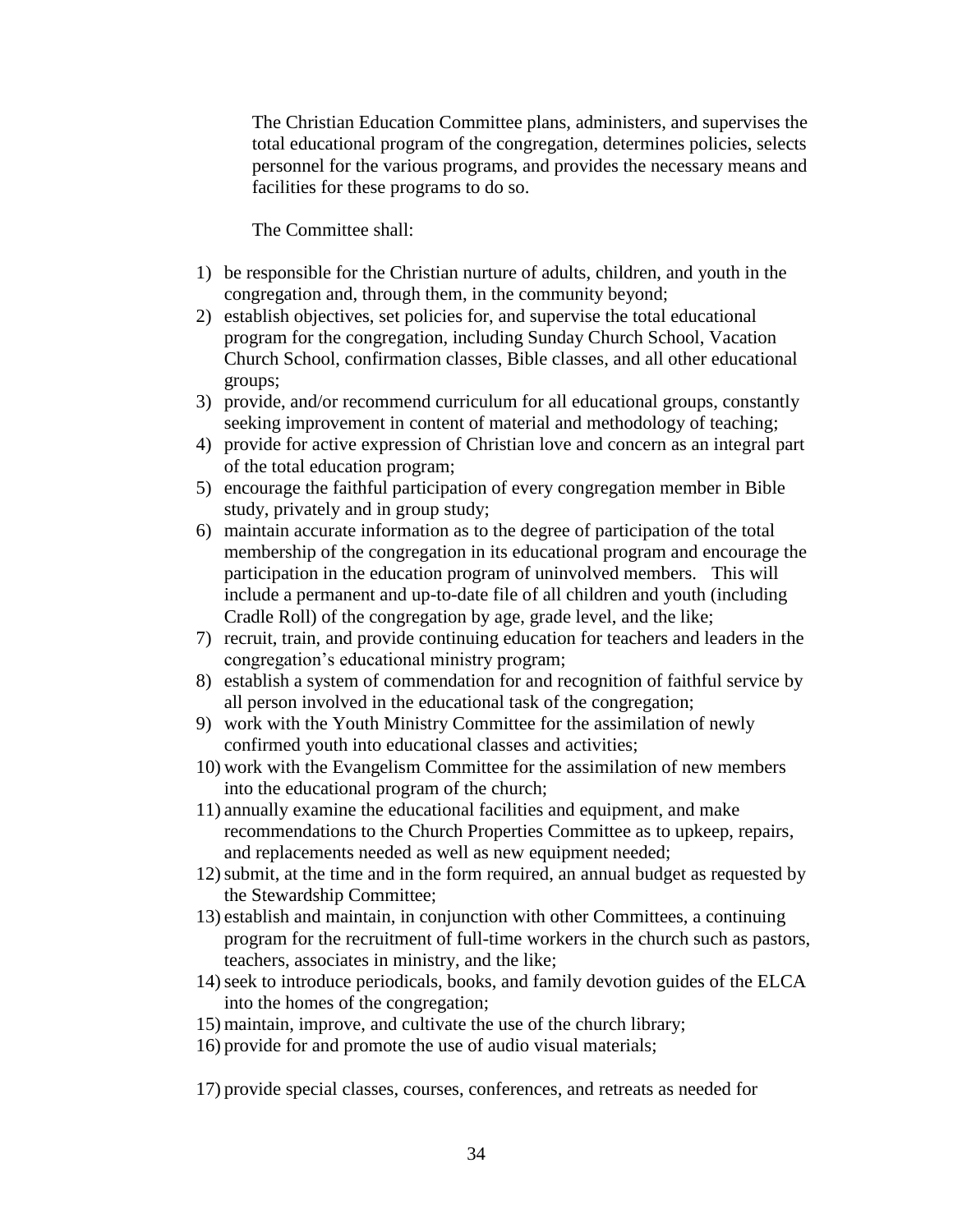The Christian Education Committee plans, administers, and supervises the total educational program of the congregation, determines policies, selects personnel for the various programs, and provides the necessary means and facilities for these programs to do so.

The Committee shall:

1) be responsible for the Christian nurture of adults, children, and youth in the congregation and, through them, in the community beyond;
2) establish objectives, set policies for, and supervise the total educational program for the congregation, including Sunday Church School, Vacation Church School, confirmation classes, Bible classes, and all other educational groups;
3) provide, and/or recommend curriculum for all educational groups, constantly seeking improvement in content of material and methodology of teaching;
4) provide for active expression of Christian love and concern as an integral part of the total education program;
5) encourage the faithful participation of every congregation member in Bible study, privately and in group study;
6) maintain accurate information as to the degree of participation of the total membership of the congregation in its educational program and encourage the participation in the education program of uninvolved members. This will include a permanent and up-to-date file of all children and youth (including Cradle Roll) of the congregation by age, grade level, and the like;
7) recruit, train, and provide continuing education for teachers and leaders in the congregation's educational ministry program;
8) establish a system of commendation for and recognition of faithful service by all person involved in the educational task of the congregation;
9) work with the Youth Ministry Committee for the assimilation of newly confirmed youth into educational classes and activities;
10) work with the Evangelism Committee for the assimilation of new members into the educational program of the church;
11) annually examine the educational facilities and equipment, and make recommendations to the Church Properties Committee as to upkeep, repairs, and replacements needed as well as new equipment needed;
12) submit, at the time and in the form required, an annual budget as requested by the Stewardship Committee;
13) establish and maintain, in conjunction with other Committees, a continuing program for the recruitment of full-time workers in the church such as pastors, teachers, associates in ministry, and the like;
14) seek to introduce periodicals, books, and family devotion guides of the ELCA into the homes of the congregation;
15) maintain, improve, and cultivate the use of the church library;
16) provide for and promote the use of audio visual materials;
17) provide special classes, courses, conferences, and retreats as needed for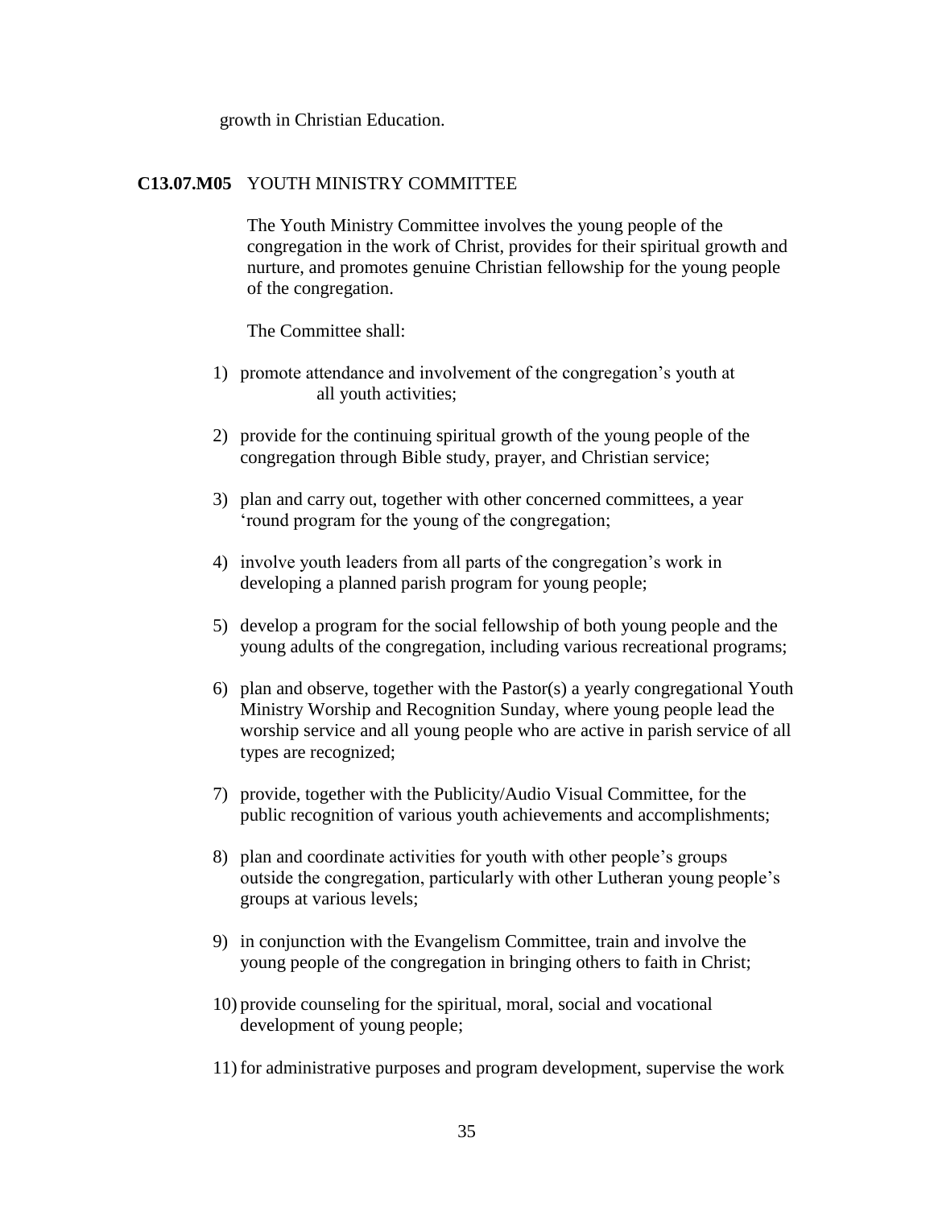growth in Christian Education.

**C13.07.M05** YOUTH MINISTRY COMMITTEE

The Youth Ministry Committee involves the young people of the congregation in the work of Christ, provides for their spiritual growth and nurture, and promotes genuine Christian fellowship for the young people of the congregation.

The Committee shall:

1) promote attendance and involvement of the congregation's youth at all youth activities;

2) provide for the continuing spiritual growth of the young people of the congregation through Bible study, prayer, and Christian service;

3) plan and carry out, together with other concerned committees, a year 'round program for the young of the congregation;

4) involve youth leaders from all parts of the congregation's work in developing a planned parish program for young people;

5) develop a program for the social fellowship of both young people and the young adults of the congregation, including various recreational programs;

6) plan and observe, together with the Pastor(s) a yearly congregational Youth Ministry Worship and Recognition Sunday, where young people lead the worship service and all young people who are active in parish service of all types are recognized;

7) provide, together with the Publicity/Audio Visual Committee, for the public recognition of various youth achievements and accomplishments;

8) plan and coordinate activities for youth with other people's groups outside the congregation, particularly with other Lutheran young people's groups at various levels;

9) in conjunction with the Evangelism Committee, train and involve the young people of the congregation in bringing others to faith in Christ;

10) provide counseling for the spiritual, moral, social and vocational development of young people;

11) for administrative purposes and program development, supervise the work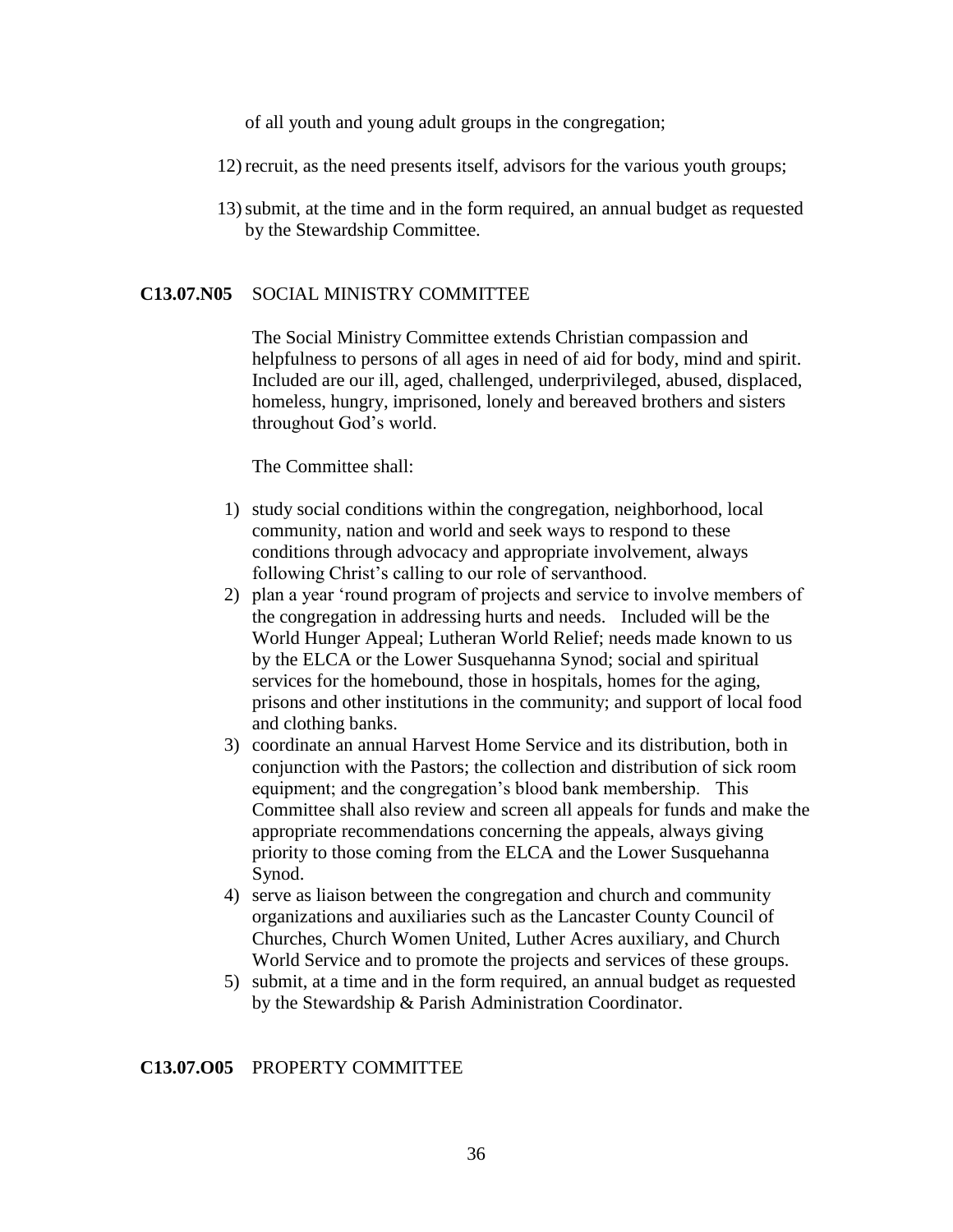of all youth and young adult groups in the congregation;

12) recruit, as the need presents itself, advisors for the various youth groups;

13) submit, at the time and in the form required, an annual budget as requested by the Stewardship Committee.

**C13.07.N05** SOCIAL MINISTRY COMMITTEE

The Social Ministry Committee extends Christian compassion and helpfulness to persons of all ages in need of aid for body, mind and spirit. Included are our ill, aged, challenged, underprivileged, abused, displaced, homeless, hungry, imprisoned, lonely and bereaved brothers and sisters throughout God's world.

The Committee shall:

1) study social conditions within the congregation, neighborhood, local community, nation and world and seek ways to respond to these conditions through advocacy and appropriate involvement, always following Christ's calling to our role of servanthood.
2) plan a year 'round program of projects and service to involve members of the congregation in addressing hurts and needs. Included will be the World Hunger Appeal; Lutheran World Relief; needs made known to us by the ELCA or the Lower Susquehanna Synod; social and spiritual services for the homebound, those in hospitals, homes for the aging, prisons and other institutions in the community; and support of local food and clothing banks.
3) coordinate an annual Harvest Home Service and its distribution, both in conjunction with the Pastors; the collection and distribution of sick room equipment; and the congregation's blood bank membership. This Committee shall also review and screen all appeals for funds and make the appropriate recommendations concerning the appeals, always giving priority to those coming from the ELCA and the Lower Susquehanna Synod.
4) serve as liaison between the congregation and church and community organizations and auxiliaries such as the Lancaster County Council of Churches, Church Women United, Luther Acres auxiliary, and Church World Service and to promote the projects and services of these groups.
5) submit, at a time and in the form required, an annual budget as requested by the Stewardship & Parish Administration Coordinator.

**C13.07.O05** PROPERTY COMMITTEE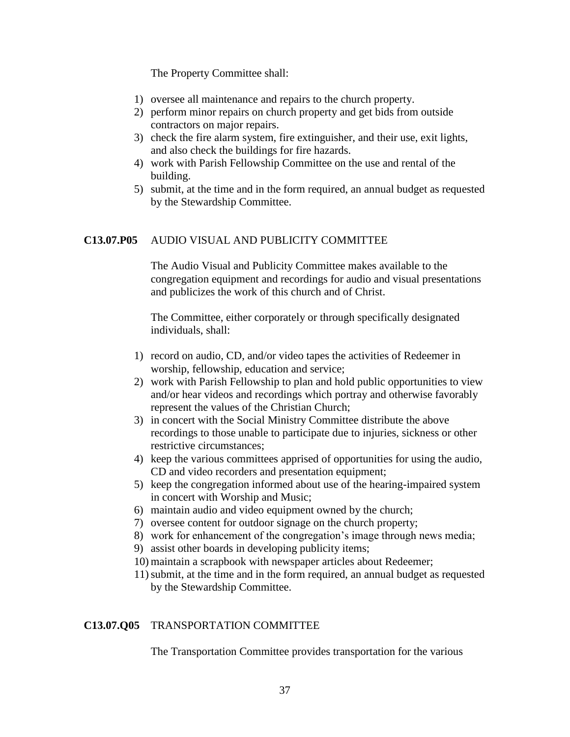The Property Committee shall:

1) oversee all maintenance and repairs to the church property.
2) perform minor repairs on church property and get bids from outside contractors on major repairs.
3) check the fire alarm system, fire extinguisher, and their use, exit lights, and also check the buildings for fire hazards.
4) work with Parish Fellowship Committee on the use and rental of the building.
5) submit, at the time and in the form required, an annual budget as requested by the Stewardship Committee.

**C13.07.P05** AUDIO VISUAL AND PUBLICITY COMMITTEE

The Audio Visual and Publicity Committee makes available to the congregation equipment and recordings for audio and visual presentations and publicizes the work of this church and of Christ.

The Committee, either corporately or through specifically designated individuals, shall:

1) record on audio, CD, and/or video tapes the activities of Redeemer in worship, fellowship, education and service;
2) work with Parish Fellowship to plan and hold public opportunities to view and/or hear videos and recordings which portray and otherwise favorably represent the values of the Christian Church;
3) in concert with the Social Ministry Committee distribute the above recordings to those unable to participate due to injuries, sickness or other restrictive circumstances;
4) keep the various committees apprised of opportunities for using the audio, CD and video recorders and presentation equipment;
5) keep the congregation informed about use of the hearing-impaired system in concert with Worship and Music;
6) maintain audio and video equipment owned by the church;
7) oversee content for outdoor signage on the church property;
8) work for enhancement of the congregation's image through news media;
9) assist other boards in developing publicity items;
10) maintain a scrapbook with newspaper articles about Redeemer;
11) submit, at the time and in the form required, an annual budget as requested by the Stewardship Committee.

**C13.07.Q05** TRANSPORTATION COMMITTEE

The Transportation Committee provides transportation for the various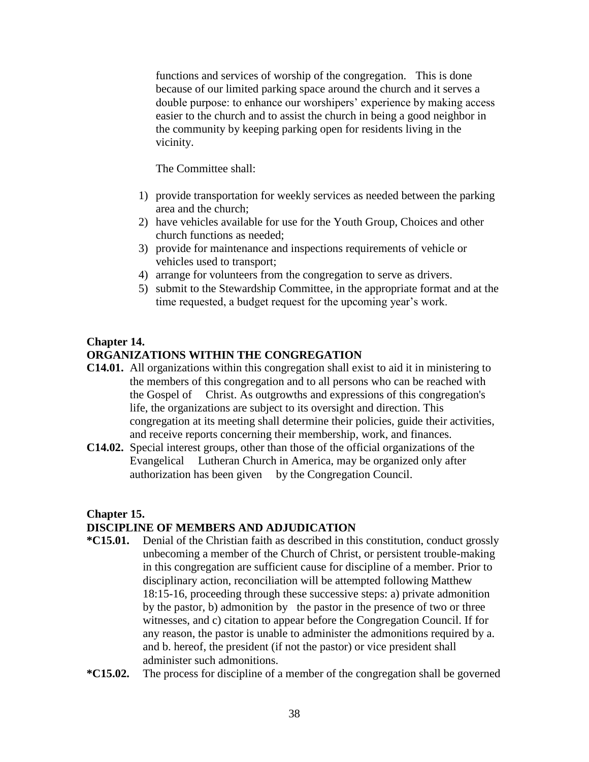functions and services of worship of the congregation. This is done because of our limited parking space around the church and it serves a double purpose: to enhance our worshipers' experience by making access easier to the church and to assist the church in being a good neighbor in the community by keeping parking open for residents living in the vicinity.

The Committee shall:

1) provide transportation for weekly services as needed between the parking area and the church;
2) have vehicles available for use for the Youth Group, Choices and other church functions as needed;
3) provide for maintenance and inspections requirements of vehicle or vehicles used to transport;
4) arrange for volunteers from the congregation to serve as drivers.
5) submit to the Stewardship Committee, in the appropriate format and at the time requested, a budget request for the upcoming year's work.

## Chapter 14.
## ORGANIZATIONS WITHIN THE CONGREGATION

**C14.01.** All organizations within this congregation shall exist to aid it in ministering to the members of this congregation and to all persons who can be reached with the Gospel of Christ. As outgrowths and expressions of this congregation's life, the organizations are subject to its oversight and direction. This congregation at its meeting shall determine their policies, guide their activities, and receive reports concerning their membership, work, and finances.

**C14.02.** Special interest groups, other than those of the official organizations of the Evangelical Lutheran Church in America, may be organized only after authorization has been given by the Congregation Council.

## Chapter 15.
## DISCIPLINE OF MEMBERS AND ADJUDICATION

**\*C15.01.** Denial of the Christian faith as described in this constitution, conduct grossly unbecoming a member of the Church of Christ, or persistent trouble-making in this congregation are sufficient cause for discipline of a member. Prior to disciplinary action, reconciliation will be attempted following Matthew 18:15-16, proceeding through these successive steps: a) private admonition by the pastor, b) admonition by the pastor in the presence of two or three witnesses, and c) citation to appear before the Congregation Council. If for any reason, the pastor is unable to administer the admonitions required by a. and b. hereof, the president (if not the pastor) or vice president shall administer such admonitions.

**\*C15.02.** The process for discipline of a member of the congregation shall be governed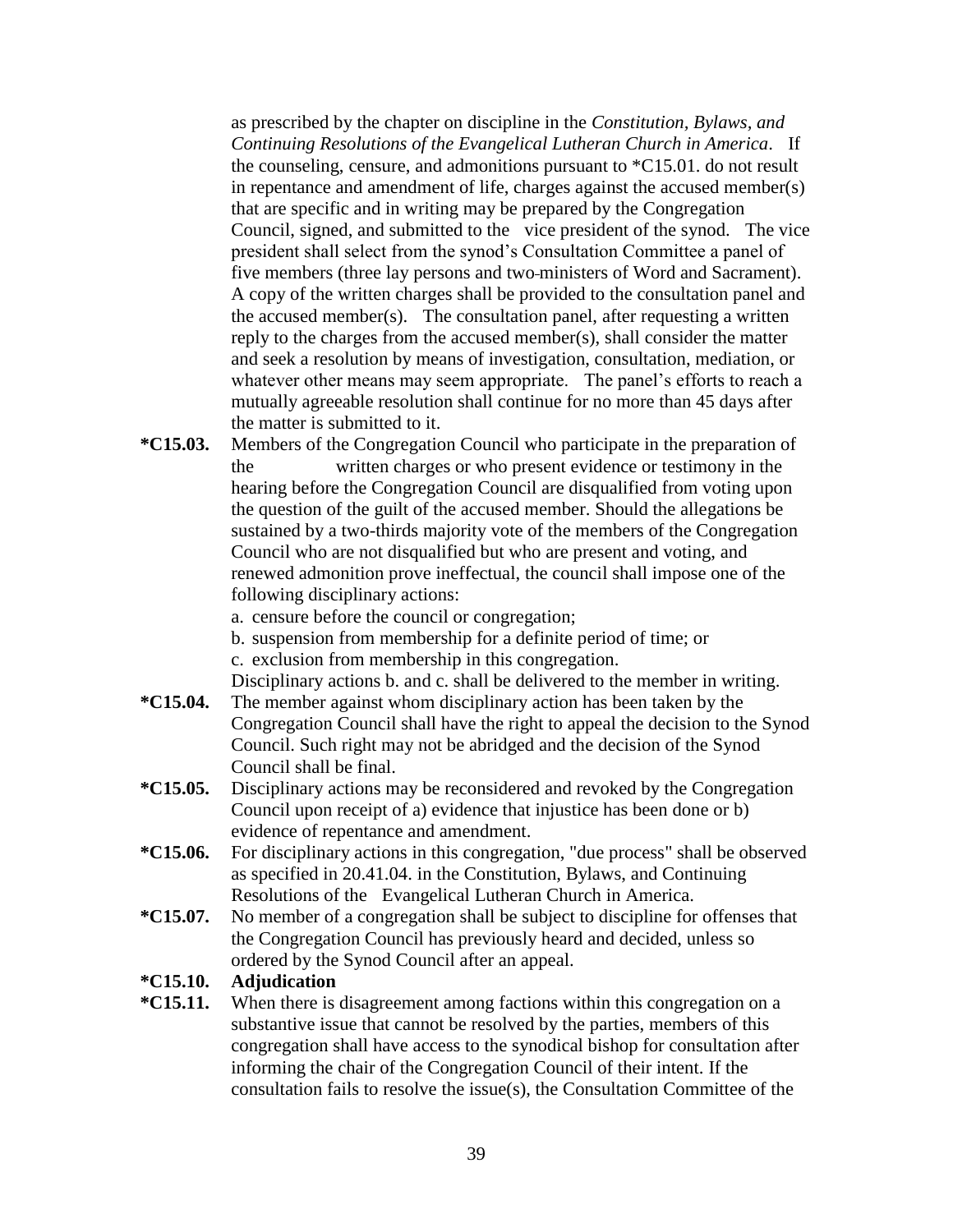as prescribed by the chapter on discipline in the *Constitution, Bylaws, and Continuing Resolutions of the Evangelical Lutheran Church in America*. If the counseling, censure, and admonitions pursuant to *C15.01. do not result in repentance and amendment of life, charges against the accused member(s) that are specific and in writing may be prepared by the Congregation Council, signed, and submitted to the vice president of the synod. The vice president shall select from the synod's Consultation Committee a panel of five members (three lay persons and two ministers of Word and Sacrament). A copy of the written charges shall be provided to the consultation panel and the accused member(s). The consultation panel, after requesting a written reply to the charges from the accused member(s), shall consider the matter and seek a resolution by means of investigation, consultation, mediation, or whatever other means may seem appropriate. The panel's efforts to reach a mutually agreeable resolution shall continue for no more than 45 days after the matter is submitted to it.

**\*C15.03.** Members of the Congregation Council who participate in the preparation of the written charges or who present evidence or testimony in the hearing before the Congregation Council are disqualified from voting upon the question of the guilt of the accused member. Should the allegations be sustained by a two-thirds majority vote of the members of the Congregation Council who are not disqualified but who are present and voting, and renewed admonition prove ineffectual, the council shall impose one of the following disciplinary actions:

a. censure before the council or congregation;
b. suspension from membership for a definite period of time; or
c. exclusion from membership in this congregation.

Disciplinary actions b. and c. shall be delivered to the member in writing.

**\*C15.04.** The member against whom disciplinary action has been taken by the Congregation Council shall have the right to appeal the decision to the Synod Council. Such right may not be abridged and the decision of the Synod Council shall be final.

**\*C15.05.** Disciplinary actions may be reconsidered and revoked by the Congregation Council upon receipt of a) evidence that injustice has been done or b) evidence of repentance and amendment.

**\*C15.06.** For disciplinary actions in this congregation, "due process" shall be observed as specified in 20.41.04. in the Constitution, Bylaws, and Continuing Resolutions of the Evangelical Lutheran Church in America.

**\*C15.07.** No member of a congregation shall be subject to discipline for offenses that the Congregation Council has previously heard and decided, unless so ordered by the Synod Council after an appeal.

**\*C15.10. Adjudication**

**\*C15.11.** When there is disagreement among factions within this congregation on a substantive issue that cannot be resolved by the parties, members of this congregation shall have access to the synodical bishop for consultation after informing the chair of the Congregation Council of their intent. If the consultation fails to resolve the issue(s), the Consultation Committee of the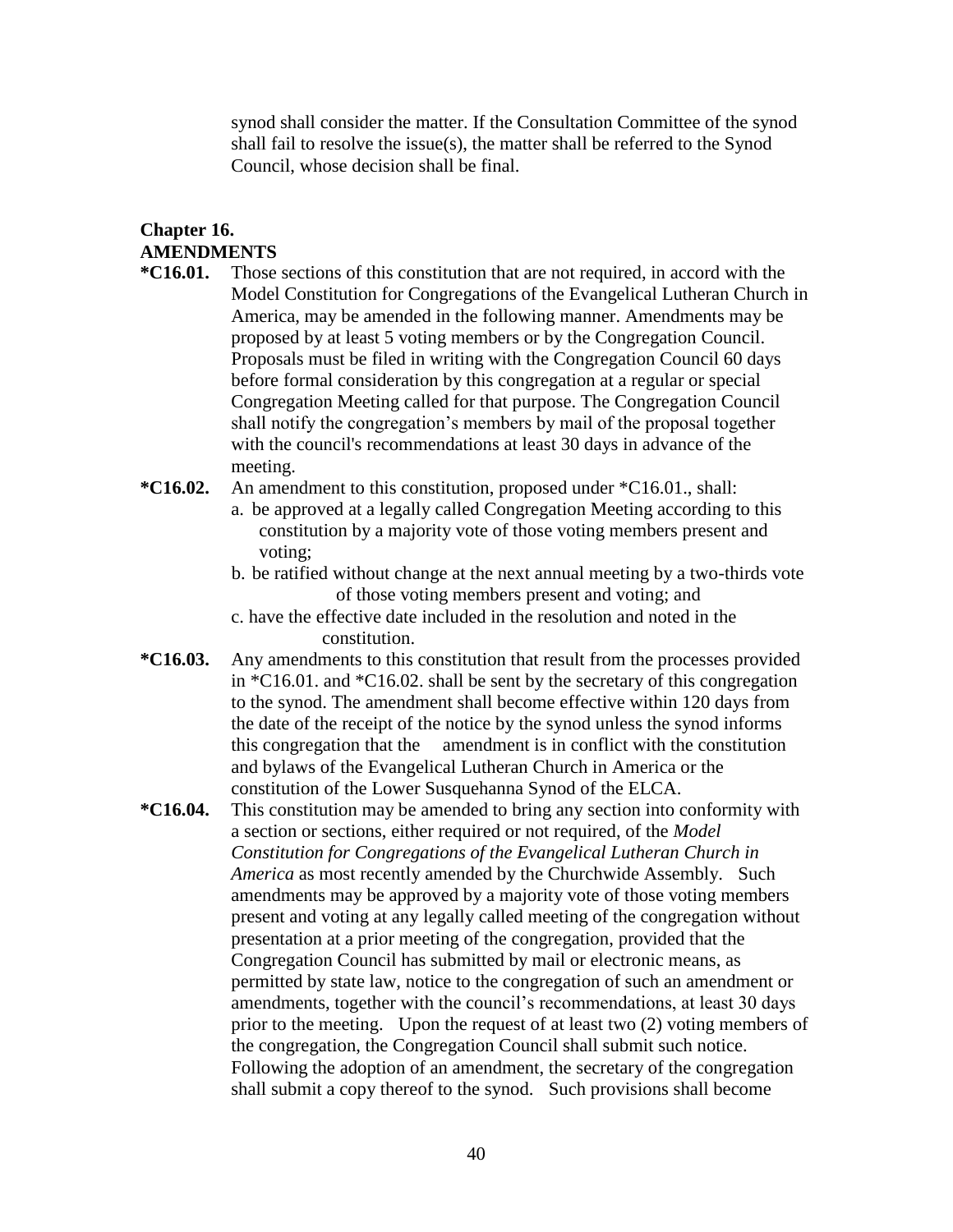synod shall consider the matter. If the Consultation Committee of the synod shall fail to resolve the issue(s), the matter shall be referred to the Synod Council, whose decision shall be final.

## Chapter 16.
## AMENDMENTS

**\*C16.01.** Those sections of this constitution that are not required, in accord with the Model Constitution for Congregations of the Evangelical Lutheran Church in America, may be amended in the following manner. Amendments may be proposed by at least 5 voting members or by the Congregation Council. Proposals must be filed in writing with the Congregation Council 60 days before formal consideration by this congregation at a regular or special Congregation Meeting called for that purpose. The Congregation Council shall notify the congregation's members by mail of the proposal together with the council's recommendations at least 30 days in advance of the meeting.

**\*C16.02.** An amendment to this constitution, proposed under *C16.01., shall:

a. be approved at a legally called Congregation Meeting according to this constitution by a majority vote of those voting members present and voting;

b. be ratified without change at the next annual meeting by a two-thirds vote of those voting members present and voting; and

c. have the effective date included in the resolution and noted in the constitution.

**\*C16.03.** Any amendments to this constitution that result from the processes provided in *C16.01. and *C16.02. shall be sent by the secretary of this congregation to the synod. The amendment shall become effective within 120 days from the date of the receipt of the notice by the synod unless the synod informs this congregation that the amendment is in conflict with the constitution and bylaws of the Evangelical Lutheran Church in America or the constitution of the Lower Susquehanna Synod of the ELCA.

**\*C16.04.** This constitution may be amended to bring any section into conformity with a section or sections, either required or not required, of the *Model Constitution for Congregations of the Evangelical Lutheran Church in America* as most recently amended by the Churchwide Assembly. Such amendments may be approved by a majority vote of those voting members present and voting at any legally called meeting of the congregation without presentation at a prior meeting of the congregation, provided that the Congregation Council has submitted by mail or electronic means, as permitted by state law, notice to the congregation of such an amendment or amendments, together with the council's recommendations, at least 30 days prior to the meeting. Upon the request of at least two (2) voting members of the congregation, the Congregation Council shall submit such notice. Following the adoption of an amendment, the secretary of the congregation shall submit a copy thereof to the synod. Such provisions shall become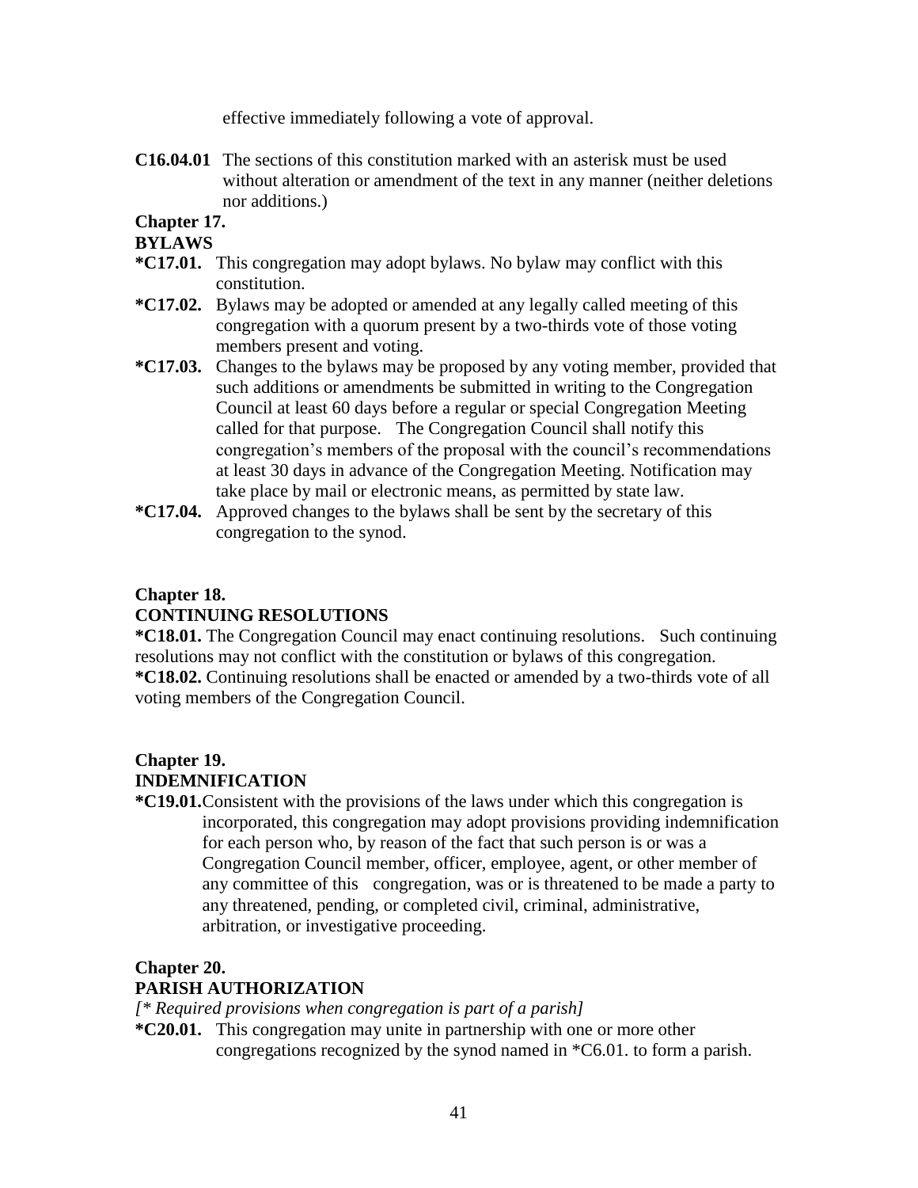effective immediately following a vote of approval.

**C16.04.01** The sections of this constitution marked with an asterisk must be used without alteration or amendment of the text in any manner (neither deletions nor additions.)

## Chapter 17.
## BYLAWS

**\*C17.01.** This congregation may adopt bylaws. No bylaw may conflict with this constitution.

**\*C17.02.** Bylaws may be adopted or amended at any legally called meeting of this congregation with a quorum present by a two-thirds vote of those voting members present and voting.

**\*C17.03.** Changes to the bylaws may be proposed by any voting member, provided that such additions or amendments be submitted in writing to the Congregation Council at least 60 days before a regular or special Congregation Meeting called for that purpose. The Congregation Council shall notify this congregation's members of the proposal with the council's recommendations at least 30 days in advance of the Congregation Meeting. Notification may take place by mail or electronic means, as permitted by state law.

**\*C17.04.** Approved changes to the bylaws shall be sent by the secretary of this congregation to the synod.

## Chapter 18.
## CONTINUING RESOLUTIONS

**\*C18.01.** The Congregation Council may enact continuing resolutions. Such continuing resolutions may not conflict with the constitution or bylaws of this congregation.

**\*C18.02.** Continuing resolutions shall be enacted or amended by a two-thirds vote of all voting members of the Congregation Council.

## Chapter 19.
## INDEMNIFICATION

**\*C19.01.** Consistent with the provisions of the laws under which this congregation is incorporated, this congregation may adopt provisions providing indemnification for each person who, by reason of the fact that such person is or was a Congregation Council member, officer, employee, agent, or other member of any committee of this congregation, was or is threatened to be made a party to any threatened, pending, or completed civil, criminal, administrative, arbitration, or investigative proceeding.

## Chapter 20.
## PARISH AUTHORIZATION

*[\* Required provisions when congregation is part of a parish]*

**\*C20.01.** This congregation may unite in partnership with one or more other congregations recognized by the synod named in \*C6.01. to form a parish.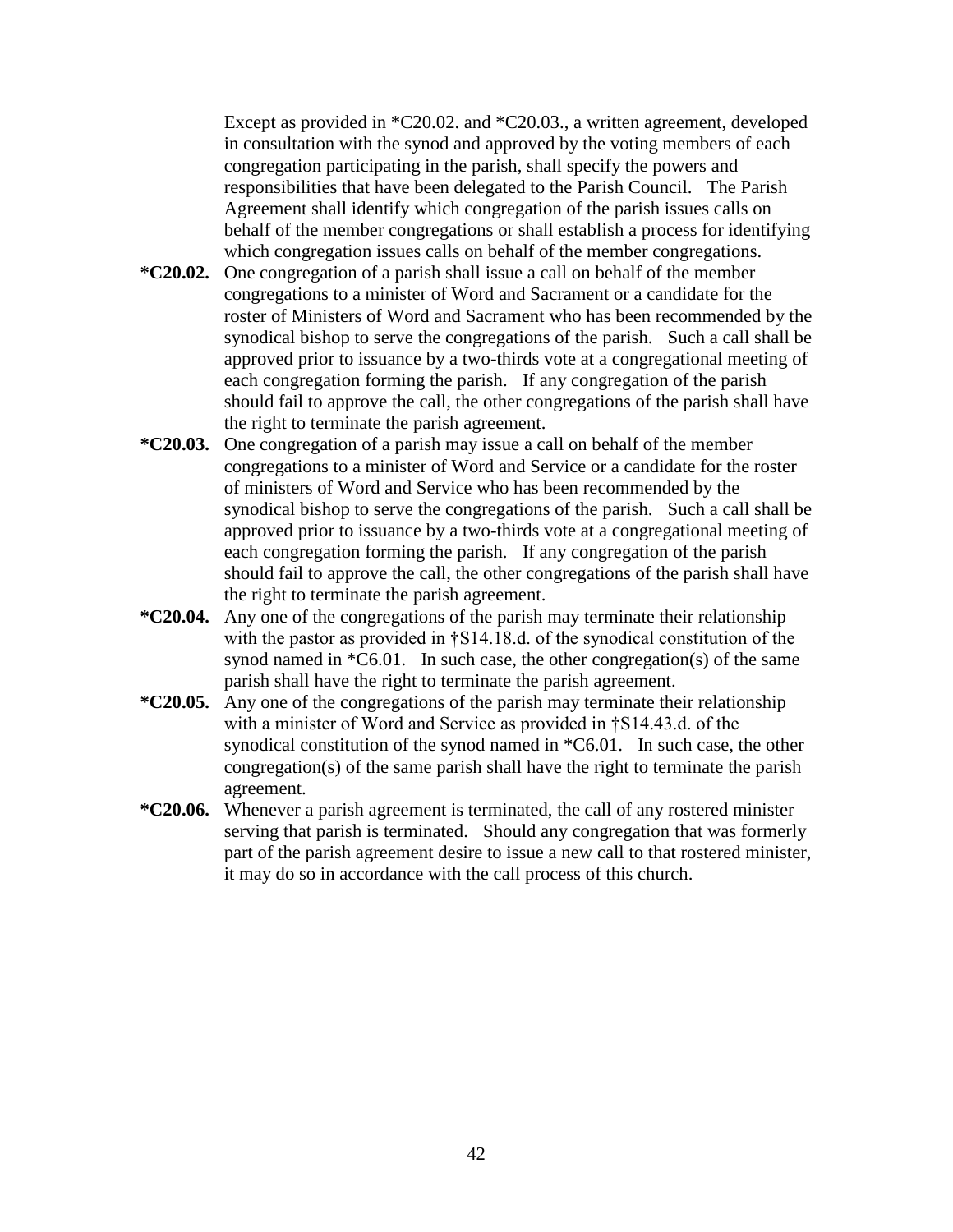Except as provided in *C20.02. and *C20.03., a written agreement, developed in consultation with the synod and approved by the voting members of each congregation participating in the parish, shall specify the powers and responsibilities that have been delegated to the Parish Council. The Parish Agreement shall identify which congregation of the parish issues calls on behalf of the member congregations or shall establish a process for identifying which congregation issues calls on behalf of the member congregations.

**\*C20.02.** One congregation of a parish shall issue a call on behalf of the member congregations to a minister of Word and Sacrament or a candidate for the roster of Ministers of Word and Sacrament who has been recommended by the synodical bishop to serve the congregations of the parish. Such a call shall be approved prior to issuance by a two-thirds vote at a congregational meeting of each congregation forming the parish. If any congregation of the parish should fail to approve the call, the other congregations of the parish shall have the right to terminate the parish agreement.

**\*C20.03.** One congregation of a parish may issue a call on behalf of the member congregations to a minister of Word and Service or a candidate for the roster of ministers of Word and Service who has been recommended by the synodical bishop to serve the congregations of the parish. Such a call shall be approved prior to issuance by a two-thirds vote at a congregational meeting of each congregation forming the parish. If any congregation of the parish should fail to approve the call, the other congregations of the parish shall have the right to terminate the parish agreement.

**\*C20.04.** Any one of the congregations of the parish may terminate their relationship with the pastor as provided in †S14.18.d. of the synodical constitution of the synod named in *C6.01. In such case, the other congregation(s) of the same parish shall have the right to terminate the parish agreement.

**\*C20.05.** Any one of the congregations of the parish may terminate their relationship with a minister of Word and Service as provided in †S14.43.d. of the synodical constitution of the synod named in *C6.01. In such case, the other congregation(s) of the same parish shall have the right to terminate the parish agreement.

**\*C20.06.** Whenever a parish agreement is terminated, the call of any rostered minister serving that parish is terminated. Should any congregation that was formerly part of the parish agreement desire to issue a new call to that rostered minister, it may do so in accordance with the call process of this church.